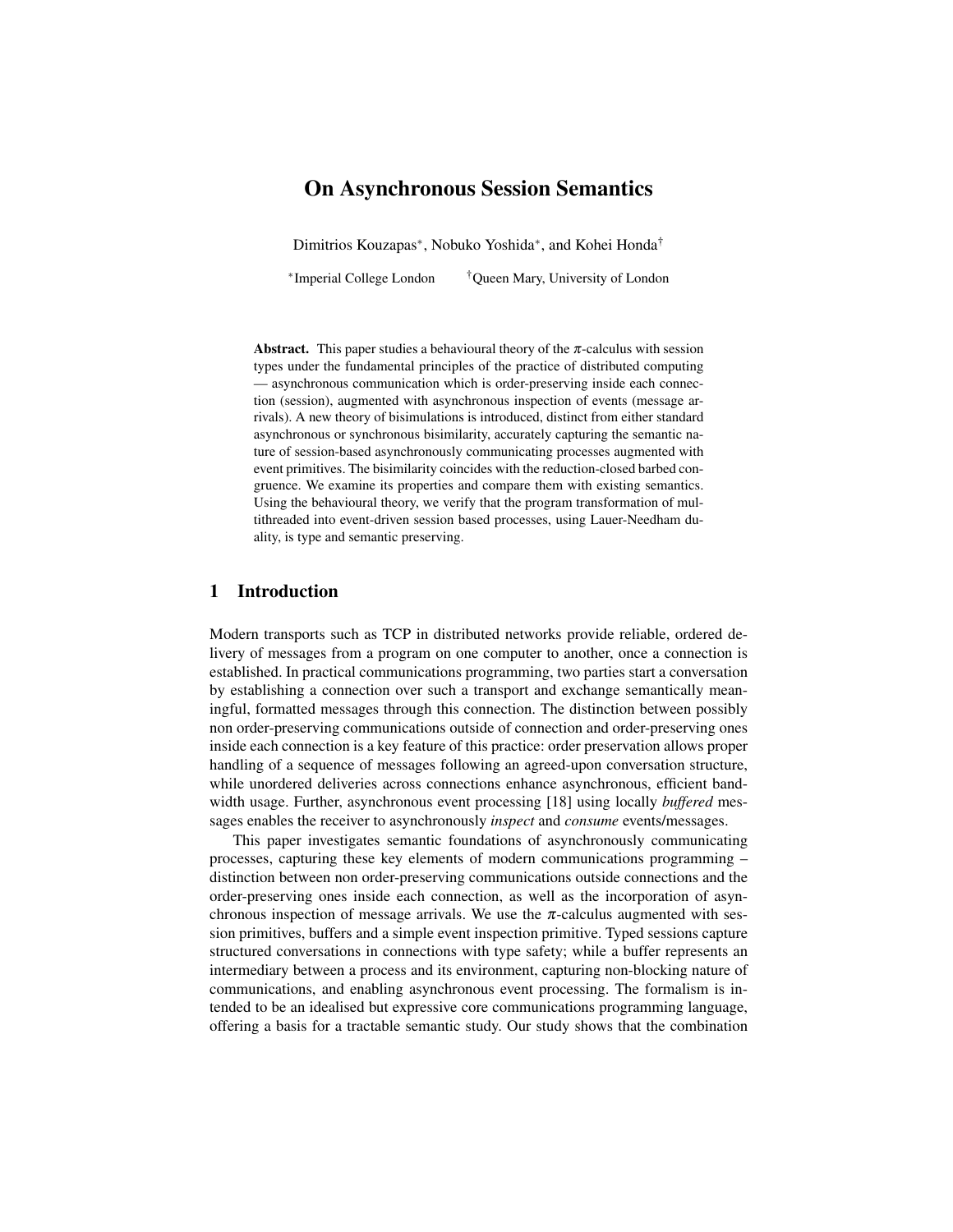# On Asynchronous Session Semantics

Dimitrios Kouzapas*, Nobuko Yoshida*, and Kohei Honda†

*Imperial College London †Queen Mary, University of London

**Abstract.** This paper studies a behavioural theory of the $\pi$-calculus with session types under the fundamental principles of the practice of distributed computing — asynchronous communication which is order-preserving inside each connection (session), augmented with asynchronous inspection of events (message arrivals). A new theory of bisimulations is introduced, distinct from either standard asynchronous or synchronous bisimilarity, accurately capturing the semantic nature of session-based asynchronously communicating processes augmented with event primitives. The bisimilarity coincides with the reduction-closed barbed congruence. We examine its properties and compare them with existing semantics. Using the behavioural theory, we verify that the program transformation of multithreaded into event-driven session based processes, using Lauer-Needham duality, is type and semantic preserving.

## 1 Introduction

Modern transports such as TCP in distributed networks provide reliable, ordered delivery of messages from a program on one computer to another, once a connection is established. In practical communications programming, two parties start a conversation by establishing a connection over such a transport and exchange semantically meaningful, formatted messages through this connection. The distinction between possibly non order-preserving communications outside of connection and order-preserving ones inside each connection is a key feature of this practice: order preservation allows proper handling of a sequence of messages following an agreed-upon conversation structure, while unordered deliveries across connections enhance asynchronous, efficient bandwidth usage. Further, asynchronous event processing [18] using locally *buffered* messages enables the receiver to asynchronously *inspect* and *consume* events/messages.

This paper investigates semantic foundations of asynchronously communicating processes, capturing these key elements of modern communications programming – distinction between non order-preserving communications outside connections and the order-preserving ones inside each connection, as well as the incorporation of asynchronous inspection of message arrivals. We use the $\pi$-calculus augmented with session primitives, buffers and a simple event inspection primitive. Typed sessions capture structured conversations in connections with type safety; while a buffer represents an intermediary between a process and its environment, capturing non-blocking nature of communications, and enabling asynchronous event processing. The formalism is intended to be an idealised but expressive core communications programming language, offering a basis for a tractable semantic study. Our study shows that the combination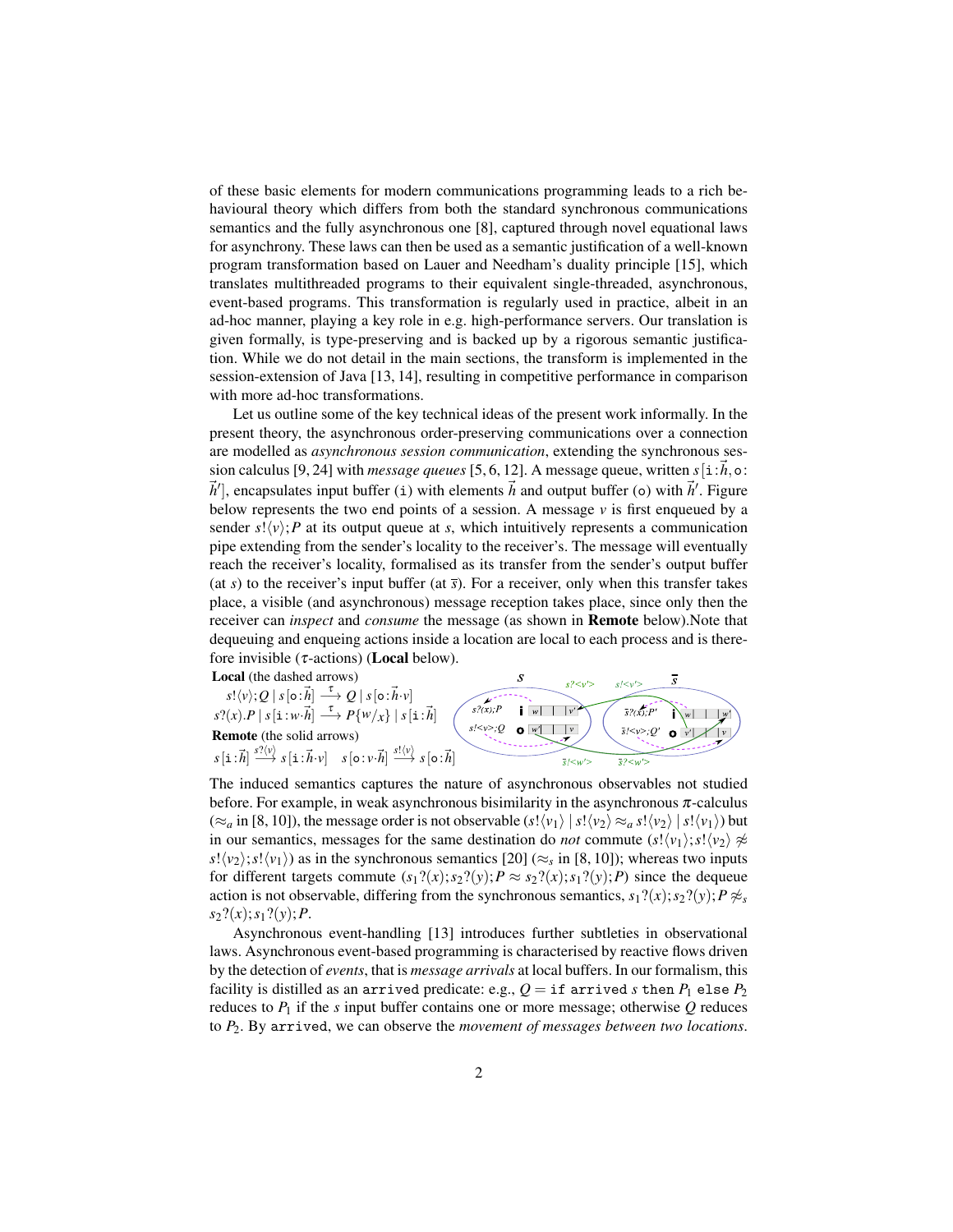of these basic elements for modern communications programming leads to a rich behavioural theory which differs from both the standard synchronous communications semantics and the fully asynchronous one [8], captured through novel equational laws for asynchrony. These laws can then be used as a semantic justification of a well-known program transformation based on Lauer and Needham's duality principle [15], which translates multithreaded programs to their equivalent single-threaded, asynchronous, event-based programs. This transformation is regularly used in practice, albeit in an ad-hoc manner, playing a key role in e.g. high-performance servers. Our translation is given formally, is type-preserving and is backed up by a rigorous semantic justification. While we do not detail in the main sections, the transform is implemented in the session-extension of Java [13, 14], resulting in competitive performance in comparison with more ad-hoc transformations.

Let us outline some of the key technical ideas of the present work informally. In the present theory, the asynchronous order-preserving communications over a connection are modelled as *asynchronous session communication*, extending the synchronous session calculus [9, 24] with *message queues* [5, 6, 12]. A message queue, written $s[\mathtt{i}:\vec{h},\mathtt{o}:\vec{h}']$, encapsulates input buffer ($\mathtt{i}$) with elements $\vec{h}$ and output buffer ($\mathtt{o}$) with $\vec{h}'$. Figure below represents the two end points of a session. A message $v$ is first enqueued by a sender $s!\langle v\rangle;P$ at its output queue at $s$, which intuitively represents a communication pipe extending from the sender's locality to the receiver's. The message will eventually reach the receiver's locality, formalised as its transfer from the sender's output buffer (at $s$) to the receiver's input buffer (at $\overline{s}$). For a receiver, only when this transfer takes place, a visible (and asynchronous) message reception takes place, since only then the receiver can *inspect* and *consume* the message (as shown in **Remote** below).Note that dequeuing and enqueing actions inside a location are local to each process and is therefore invisible ($\tau$-actions) (**Local** below).

**Local** (the dashed arrows)

$$s!\langle v\rangle;Q \mid s[\mathtt{o}:\vec{h}] \xrightarrow{\tau} Q \mid s[\mathtt{o}:\vec{h}\cdot v]$$

$$s?(x).P \mid s[\mathtt{i}:w\cdot\vec{h}] \xrightarrow{\tau} P\{w/x\} \mid s[\mathtt{i}:\vec{h}]$$

**Remote** (the solid arrows)

$$s[\mathtt{i}:\vec{h}] \xrightarrow{s?\langle v\rangle} s[\mathtt{i}:\vec{h}\cdot v] \quad s[\mathtt{o}:v\cdot\vec{h}] \xrightarrow{s!\langle v\rangle} s[\mathtt{o}:\vec{h}]$$

The induced semantics captures the nature of asynchronous observables not studied before. For example, in weak asynchronous bisimilarity in the asynchronous $\pi$-calculus ($\approx_a$ in [8, 10]), the message order is not observable ($s!\langle v_1\rangle \mid s!\langle v_2\rangle \approx_a s!\langle v_2\rangle \mid s!\langle v_1\rangle$) but in our semantics, messages for the same destination do *not* commute ($s!\langle v_1\rangle;s!\langle v_2\rangle \not\approx s!\langle v_2\rangle;s!\langle v_1\rangle$) as in the synchronous semantics [20] ($\approx_s$ in [8, 10]); whereas two inputs for different targets commute ($s_1?(x);s_2?(y);P \approx s_2?(x);s_1?(y);P$) since the dequeue action is not observable, differing from the synchronous semantics, $s_1?(x);s_2?(y);P \not\approx_s s_2?(x);s_1?(y);P$.

Asynchronous event-handling [13] introduces further subtleties in observational laws. Asynchronous event-based programming is characterised by reactive flows driven by the detection of *events*, that is *message arrivals* at local buffers. In our formalism, this facility is distilled as an `arrived` predicate: e.g., $Q = \mathtt{if\ arrived}\ s\ \mathtt{then}\ P_1\ \mathtt{else}\ P_2$ reduces to $P_1$ if the $s$ input buffer contains one or more message; otherwise $Q$ reduces to $P_2$. By `arrived`, we can observe the *movement of messages between two locations*.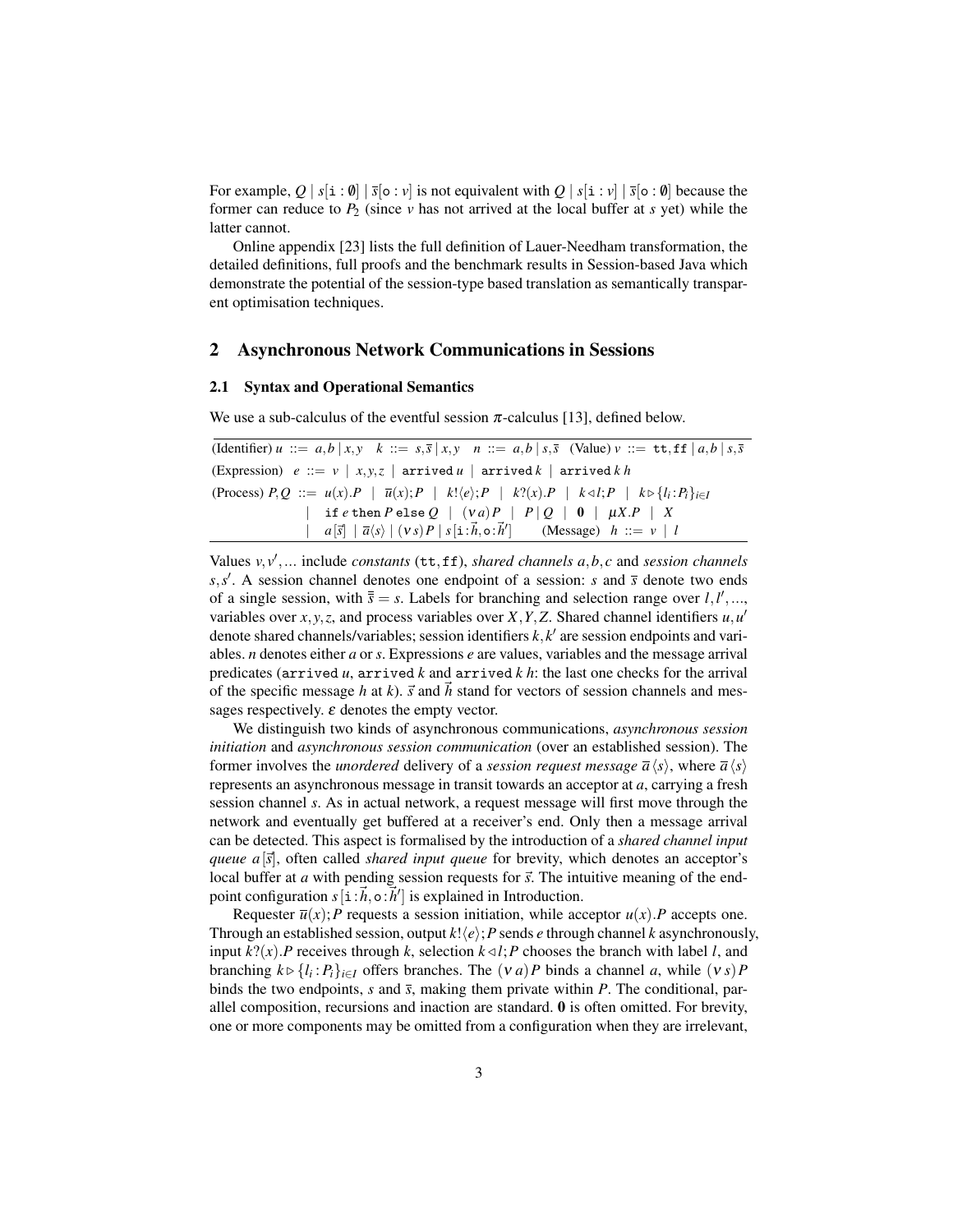For example, $Q \mid s[\mathtt{i}:\emptyset] \mid \overline{s}[\mathtt{o}:v]$ is not equivalent with $Q \mid s[\mathtt{i}:v] \mid \overline{s}[\mathtt{o}:\emptyset]$ because the former can reduce to $P_2$ (since $v$ has not arrived at the local buffer at $s$ yet) while the latter cannot.

Online appendix [23] lists the full definition of Lauer-Needham transformation, the detailed definitions, full proofs and the benchmark results in Session-based Java which demonstrate the potential of the session-type based translation as semantically transparent optimisation techniques.

## 2 Asynchronous Network Communications in Sessions

### 2.1 Syntax and Operational Semantics

We use a sub-calculus of the eventful session $\pi$-calculus [13], defined below.

$$
\begin{array}{l}
\text{(Identifier) } u ::= a,b \mid x,y \quad k ::= s,\overline{s} \mid x,y \quad n ::= a,b \mid s,\overline{s} \quad \text{(Value) } v ::= \mathtt{tt},\mathtt{ff} \mid a,b \mid s,\overline{s} \\
\text{(Expression) } e ::= v \mid x,y,z \mid \mathtt{arrived}\, u \mid \mathtt{arrived}\, k \mid \mathtt{arrived}\, k\, h \\
\text{(Process) } P,Q ::= u(x).P \mid \overline{u}(x);P \mid k!\langle e\rangle;P \mid k?(x).P \mid k \triangleleft l;P \mid k \triangleright \{l_i : P_i\}_{i\in I} \\
\qquad\qquad \mid \mathtt{if}\ e\ \mathtt{then}\ P\ \mathtt{else}\ Q \mid (\nu\, a)P \mid P \mid Q \mid \mathbf{0} \mid \mu X.P \mid X \\
\qquad\qquad \mid a[\vec{s}] \mid \overline{a}\langle s\rangle \mid (\nu\, s)P \mid s[\mathtt{i}:\vec{h},\mathtt{o}:\vec{h}'] \qquad \text{(Message) } h ::= v \mid l
\end{array}
$$

Values $v, v', \ldots$ include *constants* ($\mathtt{tt},\mathtt{ff}$), *shared channels* $a,b,c$ and *session channels* $s,s'$. A session channel denotes one endpoint of a session: $s$ and $\overline{s}$ denote two ends of a single session, with $\overline{\overline{s}} = s$. Labels for branching and selection range over $l,l',\ldots$, variables over $x,y,z$, and process variables over $X,Y,Z$. Shared channel identifiers $u,u'$ denote shared channels/variables; session identifiers $k,k'$ are session endpoints and variables. $n$ denotes either $a$ or $s$. Expressions $e$ are values, variables and the message arrival predicates ($\mathtt{arrived}\ u$, $\mathtt{arrived}\ k$ and $\mathtt{arrived}\ k\ h$: the last one checks for the arrival of the specific message $h$ at $k$). $\vec{s}$ and $\vec{h}$ stand for vectors of session channels and messages respectively. $\varepsilon$ denotes the empty vector.

We distinguish two kinds of asynchronous communications, *asynchronous session initiation* and *asynchronous session communication* (over an established session). The former involves the *unordered* delivery of a *session request message* $\overline{a}\langle s\rangle$, where $\overline{a}\langle s\rangle$ represents an asynchronous message in transit towards an acceptor at $a$, carrying a fresh session channel $s$. As in actual network, a request message will first move through the network and eventually get buffered at a receiver's end. Only then a message arrival can be detected. This aspect is formalised by the introduction of a *shared channel input queue* $a[\vec{s}]$, often called *shared input queue* for brevity, which denotes an acceptor's local buffer at $a$ with pending session requests for $\vec{s}$. The intuitive meaning of the endpoint configuration $s[\mathtt{i}:\vec{h},\mathtt{o}:\vec{h}']$ is explained in Introduction.

Requester $\overline{u}(x);P$ requests a session initiation, while acceptor $u(x).P$ accepts one. Through an established session, output $k!\langle e\rangle;P$ sends $e$ through channel $k$ asynchronously, input $k?(x).P$ receives through $k$, selection $k \triangleleft l;P$ chooses the branch with label $l$, and branching $k \triangleright \{l_i : P_i\}_{i\in I}$ offers branches. The $(\nu\, a)P$ binds a channel $a$, while $(\nu\, s)P$ binds the two endpoints, $s$ and $\overline{s}$, making them private within $P$. The conditional, parallel composition, recursions and inaction are standard. $\mathbf{0}$ is often omitted. For brevity, one or more components may be omitted from a configuration when they are irrelevant,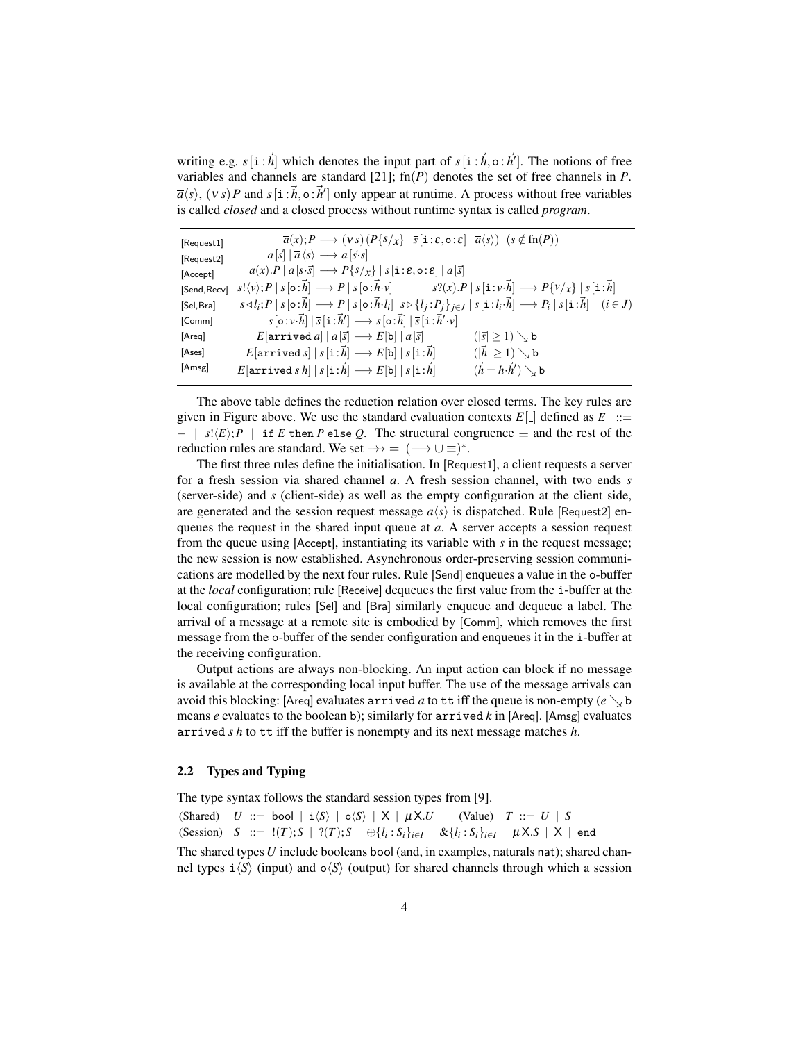writing e.g. $s[\mathtt{i}:\vec{h}]$ which denotes the input part of $s[\mathtt{i}:\vec{h},\mathtt{o}:\vec{h}']$. The notions of free variables and channels are standard [21]; $\mathrm{fn}(P)$ denotes the set of free channels in $P$. $\overline{a}\langle s\rangle$, $(\nu\, s)\,P$ and $s[\mathtt{i}:\vec{h},\mathtt{o}:\vec{h}']$ only appear at runtime. A process without free variables is called *closed* and a closed process without runtime syntax is called *program*.

| | |
|---|---|
| [Request1] | $\overline{a}(x);P \longrightarrow (\nu\, s)\,(P\{\overline{s}/x\} \mid \overline{s}\,[\mathtt{i}:\varepsilon,\mathtt{o}:\varepsilon] \mid \overline{a}\langle s\rangle)\quad (s \notin \mathrm{fn}(P))$ |
| [Request2] | $a\,[\vec{s}] \mid \overline{a}\,\langle s\rangle \longrightarrow a\,[\vec{s}\cdot s]$ |
| [Accept] | $a(x).P \mid a\,[s\cdot\vec{s}] \longrightarrow P\{s/x\} \mid s\,[\mathtt{i}:\varepsilon,\mathtt{o}:\varepsilon] \mid a\,[\vec{s}]$ |
| [Send,Recv] | $s!\langle v\rangle;P \mid s\,[\mathtt{o}:\vec{h}] \longrightarrow P \mid s\,[\mathtt{o}:\vec{h}\cdot v] \qquad s?(x).P \mid s\,[\mathtt{i}:v\cdot\vec{h}] \longrightarrow P\{v/x\} \mid s\,[\mathtt{i}:\vec{h}]$ |
| [Sel,Bra] | $s \triangleleft l_i;P \mid s\,[\mathtt{o}:\vec{h}] \longrightarrow P \mid s\,[\mathtt{o}:\vec{h}\cdot l_i] \quad s \triangleright \{l_j:P_j\}_{j\in J} \mid s\,[\mathtt{i}:l_i\cdot\vec{h}] \longrightarrow P_i \mid s\,[\mathtt{i}:\vec{h}] \quad (i \in J)$ |
| [Comm] | $s\,[\mathtt{o}:v\cdot\vec{h}] \mid \overline{s}\,[\mathtt{i}:\vec{h}'] \longrightarrow s\,[\mathtt{o}:\vec{h}] \mid \overline{s}\,[\mathtt{i}:\vec{h}'\cdot v]$ |
| [Areq] | $E[\mathtt{arrived}\ a] \mid a\,[\vec{s}] \longrightarrow E[\mathtt{b}] \mid a\,[\vec{s}] \qquad (\lvert\vec{s}\rvert \geq 1) \searrow \mathtt{b}$ |
| [Ases] | $E[\mathtt{arrived}\ s] \mid s\,[\mathtt{i}:\vec{h}] \longrightarrow E[\mathtt{b}] \mid s\,[\mathtt{i}:\vec{h}] \qquad (\lvert\vec{h}\rvert \geq 1) \searrow \mathtt{b}$ |
| [Amsg] | $E[\mathtt{arrived}\ s\ h] \mid s\,[\mathtt{i}:\vec{h}] \longrightarrow E[\mathtt{b}] \mid s\,[\mathtt{i}:\vec{h}] \qquad (\vec{h} = h\cdot\vec{h}') \searrow \mathtt{b}$ |

The above table defines the reduction relation over closed terms. The key rules are given in Figure above. We use the standard evaluation contexts $E[\_]$ defined as $E ::= - \mid s!\langle E\rangle;P \mid \mathtt{if}\ E\ \mathtt{then}\ P\ \mathtt{else}\ Q$. The structural congruence $\equiv$ and the rest of the reduction rules are standard. We set $\twoheadrightarrow = (\longrightarrow \cup \equiv)^*$.

The first three rules define the initialisation. In [Request1], a client requests a server for a fresh session via shared channel $a$. A fresh session channel, with two ends $s$ (server-side) and $\overline{s}$ (client-side) as well as the empty configuration at the client side, are generated and the session request message $\overline{a}\langle s\rangle$ is dispatched. Rule [Request2] enqueues the request in the shared input queue at $a$. A server accepts a session request from the queue using [Accept], instantiating its variable with $s$ in the request message; the new session is now established. Asynchronous order-preserving session communications are modelled by the next four rules. Rule [Send] enqueues a value in the o-buffer at the *local* configuration; rule [Receive] dequeues the first value from the i-buffer at the local configuration; rules [Sel] and [Bra] similarly enqueue and dequeue a label. The arrival of a message at a remote site is embodied by [Comm], which removes the first message from the o-buffer of the sender configuration and enqueues it in the i-buffer at the receiving configuration.

Output actions are always non-blocking. An input action can block if no message is available at the corresponding local input buffer. The use of the message arrivals can avoid this blocking: [Areq] evaluates $\mathtt{arrived}\ a$ to $\mathtt{tt}$ iff the queue is non-empty ($e \searrow \mathtt{b}$ means $e$ evaluates to the boolean $\mathtt{b}$); similarly for $\mathtt{arrived}\ k$ in [Areq]. [Amsg] evaluates $\mathtt{arrived}\ s\ h$ to $\mathtt{tt}$ iff the buffer is nonempty and its next message matches $h$.

### 2.2 Types and Typing

The type syntax follows the standard session types from [9].

(Shared) $\quad U ::= \mathsf{bool} \mid \mathtt{i}\langle S\rangle \mid \mathtt{o}\langle S\rangle \mid \mathsf{X} \mid \mu\mathsf{X}.U \qquad$ (Value) $\quad T ::= U \mid S$

(Session) $\quad S ::= !(T);S \mid ?(T);S \mid \oplus\{l_i:S_i\}_{i\in I} \mid \&\{l_i:S_i\}_{i\in I} \mid \mu\mathsf{X}.S \mid \mathsf{X} \mid \mathtt{end}$

The shared types $U$ include booleans $\mathsf{bool}$ (and, in examples, naturals $\mathsf{nat}$); shared channel types $\mathtt{i}\langle S\rangle$ (input) and $\mathtt{o}\langle S\rangle$ (output) for shared channels through which a session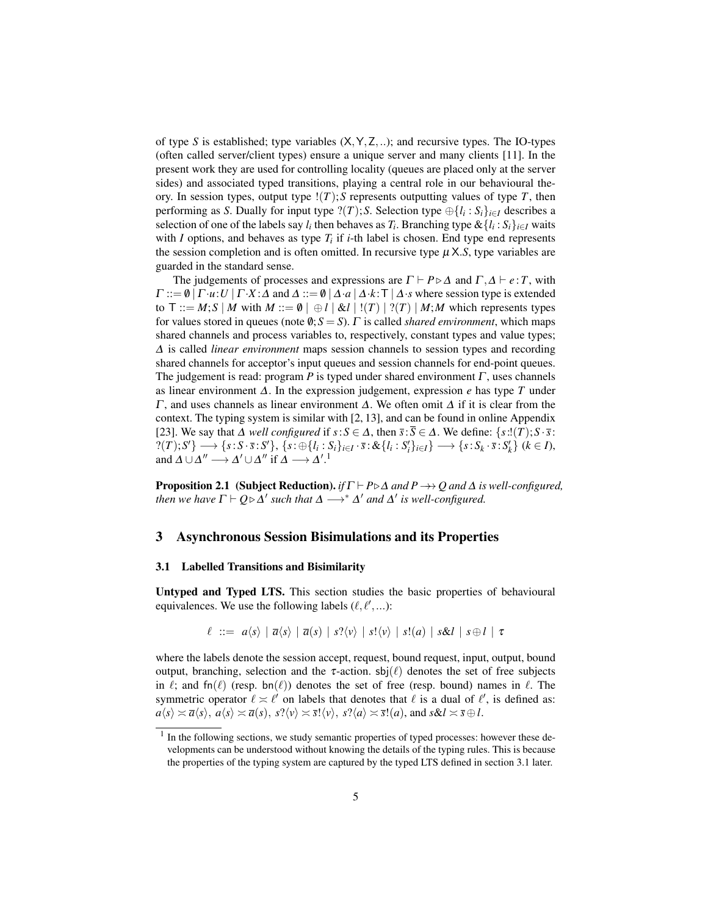of type $S$ is established; type variables ($\mathsf{X},\mathsf{Y},\mathsf{Z},..$); and recursive types. The IO-types (often called server/client types) ensure a unique server and many clients [11]. In the present work they are used for controlling locality (queues are placed only at the server sides) and associated typed transitions, playing a central role in our behavioural theory. In session types, output type $!(T);S$ represents outputting values of type $T$, then performing as $S$. Dually for input type $?(T);S$. Selection type $\oplus\{l_i : S_i\}_{i\in I}$ describes a selection of one of the labels say $l_i$ then behaves as $T_i$. Branching type $\&\{l_i : S_i\}_{i\in I}$ waits with $I$ options, and behaves as type $T_i$ if $i$-th label is chosen. End type $\mathtt{end}$ represents the session completion and is often omitted. In recursive type $\mu\mathsf{X}.S$, type variables are guarded in the standard sense.

The judgements of processes and expressions are $\Gamma \vdash P \triangleright \Delta$ and $\Gamma, \Delta \vdash e : T$, with $\Gamma ::= \emptyset \mid \Gamma \cdot u : U \mid \Gamma \cdot X : \Delta$ and $\Delta ::= \emptyset \mid \Delta \cdot a \mid \Delta \cdot k : \mathsf{T} \mid \Delta \cdot s$ where session type is extended to $\mathsf{T} ::= M;S \mid M$ with $M ::= \emptyset \mid \oplus l \mid \& l \mid !(T) \mid ?(T) \mid M;M$ which represents types for values stored in queues (note $\emptyset;S = S$). $\Gamma$ is called *shared environment*, which maps shared channels and process variables to, respectively, constant types and value types; $\Delta$ is called *linear environment* maps session channels to session types and recording shared channels for acceptor's input queues and session channels for end-point queues. The judgement is read: program $P$ is typed under shared environment $\Gamma$, uses channels as linear environment $\Delta$. In the expression judgement, expression $e$ has type $T$ under $\Gamma$, and uses channels as linear environment $\Delta$. We often omit $\Delta$ if it is clear from the context. The typing system is similar with [2, 13], and can be found in online Appendix [23]. We say that $\Delta$ *well configured* if $s : S \in \Delta$, then $\overline{s} : \overline{S} \in \Delta$. We define: $\{s : !(T);S \cdot \overline{s} : ?(T);S'\} \longrightarrow \{s : S \cdot \overline{s} : S'\}$, $\{s : \oplus\{l_i : S_i\}_{i\in I} \cdot \overline{s} : \&\{l_i : S'_i\}_{i\in I}\} \longrightarrow \{s : S_k \cdot \overline{s} : S'_k\}$ ($k \in I$), and $\Delta \cup \Delta'' \longrightarrow \Delta' \cup \Delta''$ if $\Delta \longrightarrow \Delta'$.[1]

**Proposition 2.1 (Subject Reduction).** *if $\Gamma \vdash P \triangleright \Delta$ and $P \twoheadrightarrow Q$ and $\Delta$ is well-configured, then we have $\Gamma \vdash Q \triangleright \Delta'$ such that $\Delta \longrightarrow^* \Delta'$ and $\Delta'$ is well-configured.*

## 3 Asynchronous Session Bisimulations and its Properties

### 3.1 Labelled Transitions and Bisimilarity

**Untyped and Typed LTS.** This section studies the basic properties of behavioural equivalences. We use the following labels ($\ell, \ell', ...$):

$$\ell \ ::= \ a\langle s\rangle \mid \overline{a}\langle s\rangle \mid \overline{a}(s) \mid s?\langle v\rangle \mid s!\langle v\rangle \mid s!(a) \mid s\& l \mid s \oplus l \mid \tau$$

where the labels denote the session accept, request, bound request, input, output, bound output, branching, selection and the $\tau$-action. $\mathsf{sbj}(\ell)$ denotes the set of free subjects in $\ell$; and $\mathsf{fn}(\ell)$ (resp. $\mathsf{bn}(\ell)$) denotes the set of free (resp. bound) names in $\ell$. The symmetric operator $\ell \asymp \ell'$ on labels that denotes that $\ell$ is a dual of $\ell'$, is defined as: $a\langle s\rangle \asymp \overline{a}\langle s\rangle$, $a\langle s\rangle \asymp \overline{a}(s)$, $s?\langle v\rangle \asymp \overline{s}!\langle v\rangle$, $s?\langle a\rangle \asymp \overline{s}!(a)$, and $s\& l \asymp \overline{s} \oplus l$.

[1] In the following sections, we study semantic properties of typed processes: however these developments can be understood without knowing the details of the typing rules. This is because the properties of the typing system are captured by the typed LTS defined in section 3.1 later.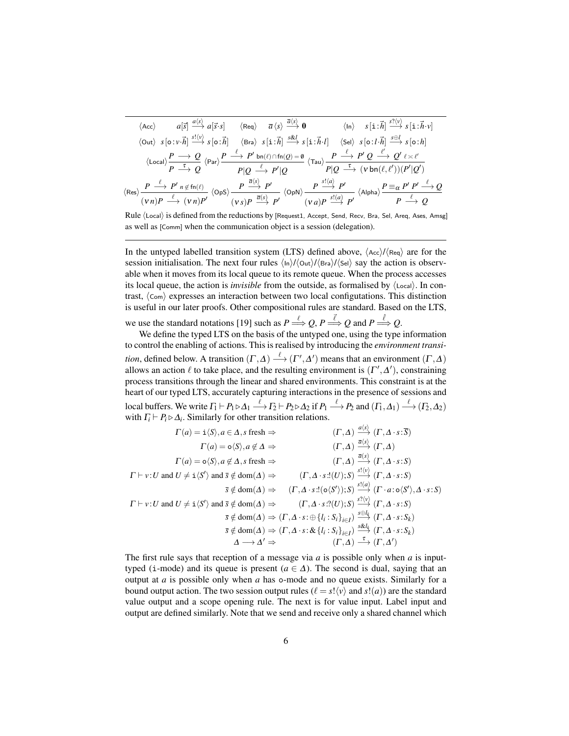$$
\langle \mathsf{Acc} \rangle \quad a[\vec{s}] \xrightarrow{a\langle s \rangle} a[\vec{s} \cdot s] \qquad \langle \mathsf{Req} \rangle \quad \overline{a}\,\langle s \rangle \xrightarrow{\overline{a}\langle s \rangle} \mathbf{0} \qquad \langle \mathsf{In} \rangle \quad s\,[\mathtt{i} : \vec{h}] \xrightarrow{s?\langle v \rangle} s\,[\mathtt{i} : \vec{h} \cdot v]
$$

$$
\langle \mathsf{Out} \rangle \;\; s\,[\mathtt{o} : v \cdot \vec{h}] \xrightarrow{s!\langle v \rangle} s\,[\mathtt{o} : \vec{h}] \qquad \langle \mathsf{Bra} \rangle \;\; s\,[\mathtt{i} : \vec{h}] \xrightarrow{s\&l} s\,[\mathtt{i} : \vec{h} \cdot l] \qquad \langle \mathsf{Sel} \rangle \;\; s\,[\mathtt{o} : l \cdot \vec{h}] \xrightarrow{s \oplus l} s\,[\mathtt{o} : h]
$$

$$
\langle \mathsf{Local} \rangle \frac{P \longrightarrow Q}{P \xrightarrow{\tau} Q} \quad \langle \mathsf{Par} \rangle \frac{P \xrightarrow{\ell} P' \;\; \mathsf{bn}(\ell) \cap \mathsf{fn}(Q) = \emptyset}{P|Q \xrightarrow{\ell} P'|Q} \quad \langle \mathsf{Tau} \rangle \frac{P \xrightarrow{\ell} P' \;\; Q \xrightarrow{\ell'} Q' \;\; \ell \asymp \ell'}{P|Q \xrightarrow{\tau} (\nu\, \mathsf{bn}(\ell, \ell'))(P'|Q')}
$$

$$
\langle \mathsf{Res} \rangle \frac{P \xrightarrow{\ell} P' \;\; n \notin \mathsf{fn}(\ell)}{(\nu\, n)P \xrightarrow{\ell} (\nu\, n)P'} \quad \langle \mathsf{OpS} \rangle \frac{P \xrightarrow{\overline{a}\langle s \rangle} P'}{(\nu\, s)P \xrightarrow{\overline{a}(s)} P'} \quad \langle \mathsf{OpN} \rangle \frac{P \xrightarrow{s!\langle a \rangle} P'}{(\nu\, a)P \xrightarrow{s!(a)} P'} \quad \langle \mathsf{Alpha} \rangle \frac{P \equiv_\alpha P' \;\; P' \xrightarrow{\ell} Q}{P \xrightarrow{\ell} Q}
$$

Rule $\langle \mathsf{Local} \rangle$ is defined from the reductions by [Request1, Accept, Send, Recv, Bra, Sel, Areq, Ases, Amsg] as well as [Comm] when the communication object is a session (delegation).

---

In the untyped labelled transition system (LTS) defined above, $\langle \mathsf{Acc} \rangle$/$\langle \mathsf{Req} \rangle$ are for the session initialisation. The next four rules $\langle \mathsf{In} \rangle$/$\langle \mathsf{Out} \rangle$/$\langle \mathsf{Bra} \rangle$/$\langle \mathsf{Sel} \rangle$ say the action is observable when it moves from its local queue to its remote queue. When the process accesses its local queue, the action is *invisible* from the outside, as formalised by $\langle \mathsf{Local} \rangle$. In contrast, $\langle \mathsf{Com} \rangle$ expresses an interaction between two local configutations. This distinction is useful in our later proofs. Other compositional rules are standard. Based on the LTS, we use the standard notations [19] such as $P \stackrel{\ell}{\Longrightarrow} Q$, $P \stackrel{\vec{\ell}}{\Longrightarrow} Q$ and $P \stackrel{\hat{\ell}}{\Longrightarrow} Q$.

We define the typed LTS on the basis of the untyped one, using the type information to control the enabling of actions. This is realised by introducing the *environment transition*, defined below. A transition $(\Gamma, \Delta) \xrightarrow{\ell} (\Gamma', \Delta')$ means that an environment $(\Gamma, \Delta)$ allows an action $\ell$ to take place, and the resulting environment is $(\Gamma', \Delta')$, constraining process transitions through the linear and shared environments. This constraint is at the heart of our typed LTS, accurately capturing interactions in the presence of sessions and local buffers. We write $\Gamma_1 \vdash P_1 \triangleright \Delta_1 \xrightarrow{\ell} \Gamma_2 \vdash P_2 \triangleright \Delta_2$ if $P_1 \xrightarrow{\ell} P_2$ and $(\Gamma_1, \Delta_1) \xrightarrow{\ell} (\Gamma_2, \Delta_2)$ with $\Gamma_i \vdash P_i \triangleright \Delta_i$. Similarly for other transition relations.

$$
\begin{array}{rr}
\Gamma(a) = \mathtt{i}\langle S \rangle, a \in \Delta, s \text{ fresh} \Rightarrow & (\Gamma, \Delta) \xrightarrow{a\langle s \rangle} (\Gamma, \Delta \cdot s{:}\overline{S}) \\
\Gamma(a) = \mathtt{o}\langle S \rangle, a \notin \Delta \Rightarrow & (\Gamma, \Delta) \xrightarrow{\overline{a}\langle s \rangle} (\Gamma, \Delta) \\
\Gamma(a) = \mathtt{o}\langle S \rangle, a \notin \Delta, s \text{ fresh} \Rightarrow & (\Gamma, \Delta) \xrightarrow{\overline{a}(s)} (\Gamma, \Delta \cdot s{:}S) \\
\Gamma \vdash v{:}U \text{ and } U \neq \mathtt{i}\langle S' \rangle \text{ and } \overline{s} \notin \mathrm{dom}(\Delta) \Rightarrow & (\Gamma, \Delta \cdot s{:}!(U);S) \xrightarrow{s!\langle v \rangle} (\Gamma, \Delta \cdot s{:}S) \\
\overline{s} \notin \mathrm{dom}(\Delta) \Rightarrow & (\Gamma, \Delta \cdot s{:}!(\mathtt{o}\langle S' \rangle);S) \xrightarrow{s!(a)} (\Gamma \cdot a{:}\mathtt{o}\langle S' \rangle, \Delta \cdot s{:}S) \\
\Gamma \vdash v{:}U \text{ and } U \neq \mathtt{i}\langle S' \rangle \text{ and } \overline{s} \notin \mathrm{dom}(\Delta) \Rightarrow & (\Gamma, \Delta \cdot s{:}?(U);S) \xrightarrow{s?\langle v \rangle} (\Gamma, \Delta \cdot s{:}S) \\
\overline{s} \notin \mathrm{dom}(\Delta) \Rightarrow & (\Gamma, \Delta \cdot s{:}\oplus\{l_i : S_i\}_{i \in I}) \xrightarrow{s \oplus l_k} (\Gamma, \Delta \cdot s{:}S_k) \\
\overline{s} \notin \mathrm{dom}(\Delta) \Rightarrow & (\Gamma, \Delta \cdot s{:}\&\{l_i : S_i\}_{i \in I}) \xrightarrow{s\&l_k} (\Gamma, \Delta \cdot s{:}S_k) \\
\Delta \longrightarrow \Delta' \Rightarrow & (\Gamma, \Delta) \xrightarrow{\tau} (\Gamma, \Delta')
\end{array}
$$

The first rule says that reception of a message via $a$ is possible only when $a$ is input-typed (i-mode) and its queue is present ($a \in \Delta$). The second is dual, saying that an output at $a$ is possible only when $a$ has o-mode and no queue exists. Similarly for a bound output action. The two session output rules ($\ell = s!\langle v \rangle$ and $s!(a)$) are the standard value output and a scope opening rule. The next is for value input. Label input and output are defined similarly. Note that we send and receive only a shared channel which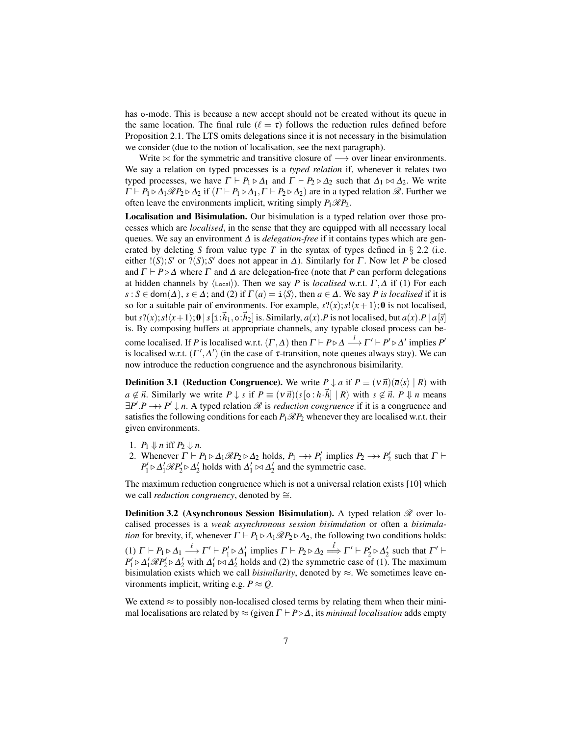has o-mode. This is because a new accept should not be created without its queue in the same location. The final rule ($\ell = \tau$) follows the reduction rules defined before Proposition 2.1. The LTS omits delegations since it is not necessary in the bisimulation we consider (due to the notion of localisation, see the next paragraph).

Write $\bowtie$ for the symmetric and transitive closure of $\longrightarrow$ over linear environments. We say a relation on typed processes is a *typed relation* if, whenever it relates two typed processes, we have $\Gamma \vdash P_1 \triangleright \Delta_1$ and $\Gamma \vdash P_2 \triangleright \Delta_2$ such that $\Delta_1 \bowtie \Delta_2$. We write $\Gamma \vdash P_1 \triangleright \Delta_1 \mathscr{R} P_2 \triangleright \Delta_2$ if $(\Gamma \vdash P_1 \triangleright \Delta_1, \Gamma \vdash P_2 \triangleright \Delta_2)$ are in a typed relation $\mathscr{R}$. Further we often leave the environments implicit, writing simply $P_1 \mathscr{R} P_2$.

**Localisation and Bisimulation.** Our bisimulation is a typed relation over those processes which are *localised*, in the sense that they are equipped with all necessary local queues. We say an environment $\Delta$ is *delegation-free* if it contains types which are generated by deleting $S$ from value type $T$ in the syntax of types defined in § 2.2 (i.e. either $!(S);S'$ or $?(S);S'$ does not appear in $\Delta$). Similarly for $\Gamma$. Now let $P$ be closed and $\Gamma \vdash P \triangleright \Delta$ where $\Gamma$ and $\Delta$ are delegation-free (note that $P$ can perform delegations at hidden channels by $\langle \text{Local} \rangle$). Then we say $P$ is *localised* w.r.t. $\Gamma, \Delta$ if (1) For each $s : S \in \mathsf{dom}(\Delta)$, $s \in \Delta$; and (2) if $\Gamma(a) = \mathtt{i}\langle S \rangle$, then $a \in \Delta$. We say $P$ *is localised* if it is so for a suitable pair of environments. For example, $s?(x);s!\langle x+1 \rangle;\mathbf{0}$ is not localised, but $s?(x);s!\langle x+1 \rangle;\mathbf{0} \mid s[\mathtt{i}:\vec{h}_1, \mathtt{o}:\vec{h}_2]$ is. Similarly, $a(x).P$ is not localised, but $a(x).P \mid a[\vec{s}]$ is. By composing buffers at appropriate channels, any typable closed process can become localised. If $P$ is localised w.r.t. $(\Gamma, \Delta)$ then $\Gamma \vdash P \triangleright \Delta \stackrel{l}{\longrightarrow} \Gamma' \vdash P' \triangleright \Delta'$ implies $P'$ is localised w.r.t. $(\Gamma', \Delta')$ (in the case of $\tau$-transition, note queues always stay). We can now introduce the reduction congruence and the asynchronous bisimilarity.

**Definition 3.1 (Reduction Congruence).** We write $P \downarrow a$ if $P \equiv (\nu\, \vec{n})(\overline{a}\langle s \rangle \mid R)$ with $a \notin \vec{n}$. Similarly we write $P \downarrow s$ if $P \equiv (\nu\, \vec{n})(s[\mathtt{o}: h \cdot \vec{h}] \mid R)$ with $s \notin \vec{n}$. $P \Downarrow n$ means $\exists P'.P \twoheadrightarrow P' \downarrow n$. A typed relation $\mathscr{R}$ is *reduction congruence* if it is a congruence and satisfies the following conditions for each $P_1 \mathscr{R} P_2$ whenever they are localised w.r.t. their given environments.

1. $P_1 \Downarrow n$ iff $P_2 \Downarrow n$.
2. Whenever $\Gamma \vdash P_1 \triangleright \Delta_1 \mathscr{R} P_2 \triangleright \Delta_2$ holds, $P_1 \twoheadrightarrow P_1'$ implies $P_2 \twoheadrightarrow P_2'$ such that $\Gamma \vdash P_1' \triangleright \Delta_1' \mathscr{R} P_2' \triangleright \Delta_2'$ holds with $\Delta_1' \bowtie \Delta_2'$ and the symmetric case.

The maximum reduction congruence which is not a universal relation exists [10] which we call *reduction congruency*, denoted by $\cong$.

**Definition 3.2 (Asynchronous Session Bisimulation).** A typed relation $\mathscr{R}$ over localised processes is a *weak asynchronous session bisimulation* or often a *bisimulation* for brevity, if, whenever $\Gamma \vdash P_1 \triangleright \Delta_1 \mathscr{R} P_2 \triangleright \Delta_2$, the following two conditions holds: (1) $\Gamma \vdash P_1 \triangleright \Delta_1 \stackrel{\ell}{\longrightarrow} \Gamma' \vdash P_1' \triangleright \Delta_1'$ implies $\Gamma \vdash P_2 \triangleright \Delta_2 \stackrel{\hat{\ell}}{\Longrightarrow} \Gamma' \vdash P_2' \triangleright \Delta_2'$ such that $\Gamma' \vdash P_1' \triangleright \Delta_1' \mathscr{R} P_2' \triangleright \Delta_2'$ with $\Delta_1' \bowtie \Delta_2'$ holds and (2) the symmetric case of (1). The maximum bisimulation exists which we call *bisimilarity*, denoted by $\approx$. We sometimes leave environments implicit, writing e.g. $P \approx Q$.

We extend $\approx$ to possibly non-localised closed terms by relating them when their minimal localisations are related by $\approx$ (given $\Gamma \vdash P \triangleright \Delta$, its *minimal localisation* adds empty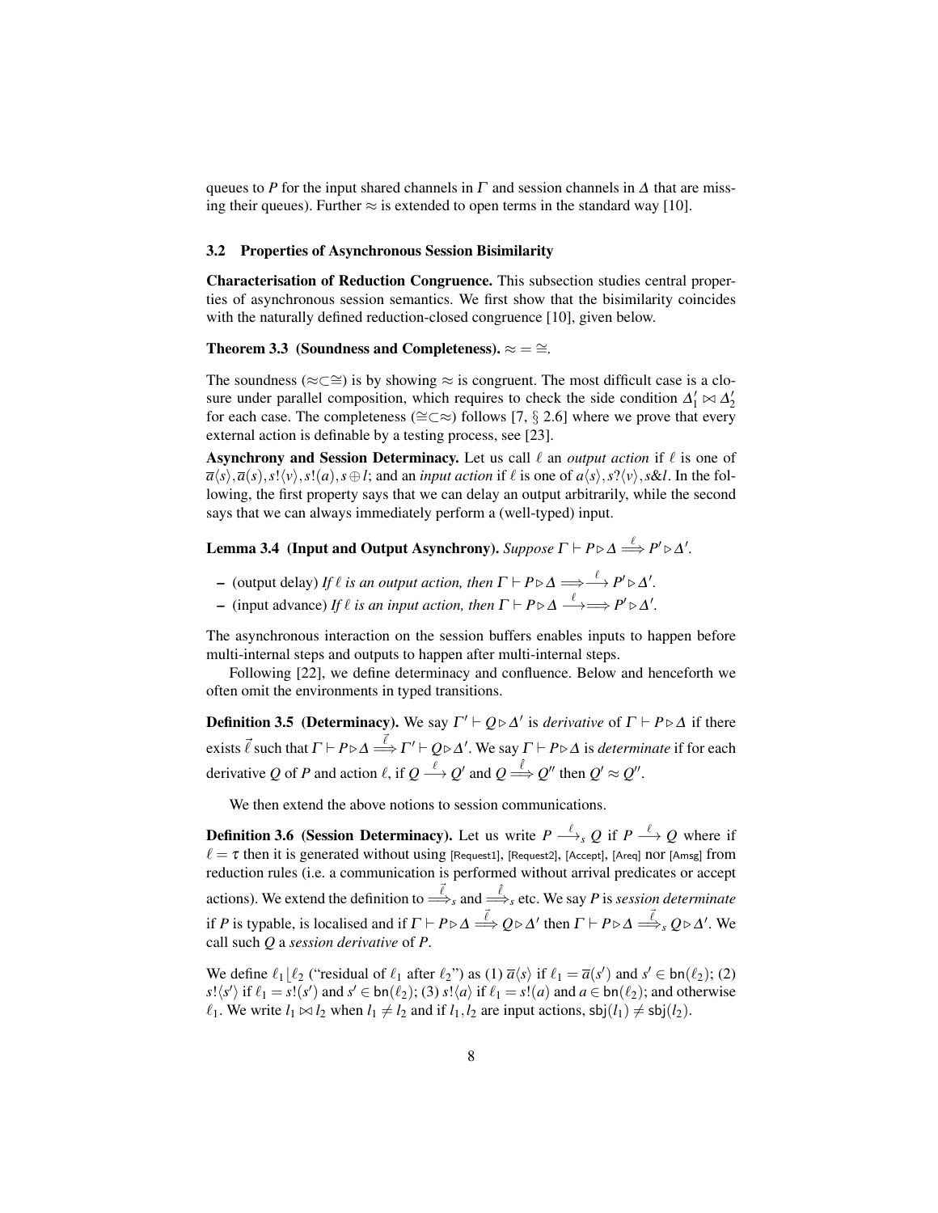queues to $P$ for the input shared channels in $\Gamma$ and session channels in $\Delta$ that are missing their queues). Further $\approx$ is extended to open terms in the standard way [10].

### 3.2 Properties of Asynchronous Session Bisimilarity

**Characterisation of Reduction Congruence.** This subsection studies central properties of asynchronous session semantics. We first show that the bisimilarity coincides with the naturally defined reduction-closed congruence [10], given below.

**Theorem 3.3 (Soundness and Completeness).** $\approx = \cong$.

The soundness ($\approx \subset \cong$) is by showing $\approx$ is congruent. The most difficult case is a closure under parallel composition, which requires to check the side condition $\Delta'_1 \bowtie \Delta'_2$ for each case. The completeness ($\cong \subset \approx$) follows [7, § 2.6] where we prove that every external action is definable by a testing process, see [23].

**Asynchrony and Session Determinacy.** Let us call $\ell$ an *output action* if $\ell$ is one of $\overline{a}\langle s\rangle, \overline{a}(s), s!\langle v\rangle, s!(a), s \oplus l$; and an *input action* if $\ell$ is one of $a\langle s\rangle, s?\langle v\rangle, s\&l$. In the following, the first property says that we can delay an output arbitrarily, while the second says that we can always immediately perform a (well-typed) input.

**Lemma 3.4 (Input and Output Asynchrony).** *Suppose* $\Gamma \vdash P \triangleright \Delta \stackrel{\ell}{\Longrightarrow} P' \triangleright \Delta'$.

- (output delay) *If $\ell$ is an output action, then* $\Gamma \vdash P \triangleright \Delta \Longrightarrow\stackrel{\ell}{\longrightarrow} P' \triangleright \Delta'$.
- (input advance) *If $\ell$ is an input action, then* $\Gamma \vdash P \triangleright \Delta \stackrel{\ell}{\longrightarrow}\Longrightarrow P' \triangleright \Delta'$.

The asynchronous interaction on the session buffers enables inputs to happen before multi-internal steps and outputs to happen after multi-internal steps.

Following [22], we define determinacy and confluence. Below and henceforth we often omit the environments in typed transitions.

**Definition 3.5 (Determinacy).** We say $\Gamma' \vdash Q \triangleright \Delta'$ is *derivative* of $\Gamma \vdash P \triangleright \Delta$ if there exists $\vec{\ell}$ such that $\Gamma \vdash P \triangleright \Delta \stackrel{\vec{\ell}}{\Longrightarrow} \Gamma' \vdash Q \triangleright \Delta'$. We say $\Gamma \vdash P \triangleright \Delta$ is *determinate* if for each derivative $Q$ of $P$ and action $\ell$, if $Q \stackrel{\ell}{\longrightarrow} Q'$ and $Q \stackrel{\hat{\ell}}{\Longrightarrow} Q''$ then $Q' \approx Q''$.

We then extend the above notions to session communications.

**Definition 3.6 (Session Determinacy).** Let us write $P \stackrel{\ell}{\longrightarrow}_s Q$ if $P \stackrel{\ell}{\longrightarrow} Q$ where if $\ell = \tau$ then it is generated without using [Request1], [Request2], [Accept], [Areq] nor [Amsg] from reduction rules (i.e. a communication is performed without arrival predicates or accept actions). We extend the definition to $\stackrel{\ell}{\Longrightarrow}_s$ and $\stackrel{\hat{\ell}}{\Longrightarrow}_s$ etc. We say $P$ is *session determinate* if $P$ is typable, is localised and if $\Gamma \vdash P \triangleright \Delta \stackrel{\vec{\ell}}{\Longrightarrow} Q \triangleright \Delta'$ then $\Gamma \vdash P \triangleright \Delta \stackrel{\vec{\ell}}{\Longrightarrow}_s Q \triangleright \Delta'$. We call such $Q$ a *session derivative* of $P$.

We define $\ell_1 \lfloor \ell_2$ ("residual of $\ell_1$ after $\ell_2$") as (1) $\overline{a}\langle s\rangle$ if $\ell_1 = \overline{a}(s')$ and $s' \in \mathsf{bn}(\ell_2)$; (2) $s!\langle s'\rangle$ if $\ell_1 = s!(s')$ and $s' \in \mathsf{bn}(\ell_2)$; (3) $s!\langle a\rangle$ if $\ell_1 = s!(a)$ and $a \in \mathsf{bn}(\ell_2)$; and otherwise $\ell_1$. We write $l_1 \bowtie l_2$ when $l_1 \neq l_2$ and if $l_1, l_2$ are input actions, $\mathsf{sbj}(l_1) \neq \mathsf{sbj}(l_2)$.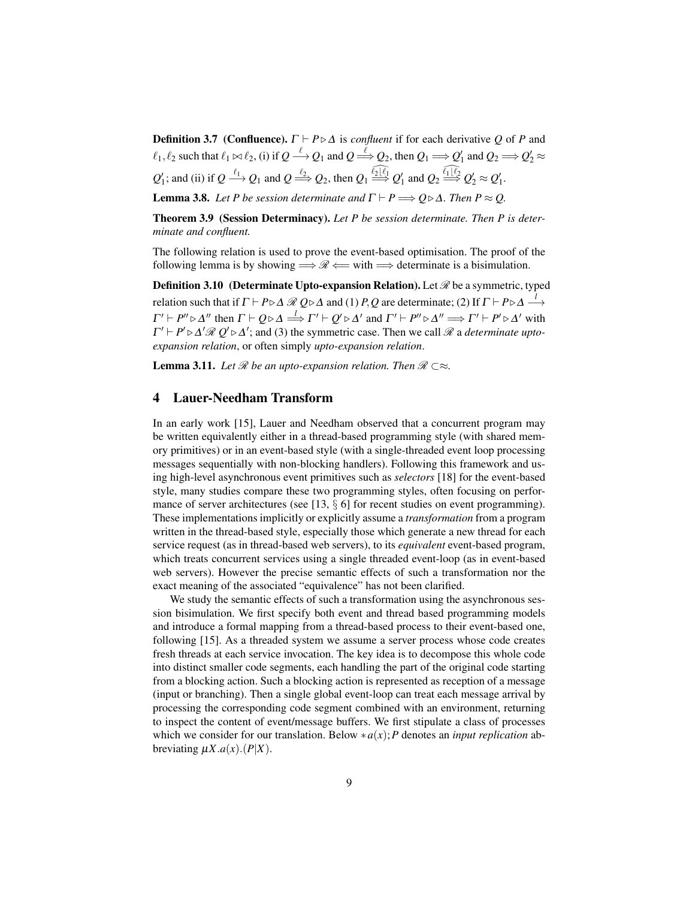**Definition 3.7 (Confluence).** $\Gamma \vdash P \triangleright \Delta$ is *confluent* if for each derivative $Q$ of $P$ and $\ell_1, \ell_2$ such that $\ell_1 \bowtie \ell_2$, (i) if $Q \stackrel{\ell}{\longrightarrow} Q_1$ and $Q \stackrel{\ell}{\Longrightarrow} Q_2$, then $Q_1 \Longrightarrow Q_1'$ and $Q_2 \Longrightarrow Q_2' \approx Q_1'$; and (ii) if $Q \stackrel{\ell_1}{\longrightarrow} Q_1$ and $Q \stackrel{\ell_2}{\Longrightarrow} Q_2$, then $Q_1 \stackrel{\widehat{\ell_2 \lfloor \ell_1}}{\Longrightarrow} Q_1'$ and $Q_2 \stackrel{\widehat{\ell_1 \lfloor \ell_2}}{\Longrightarrow} Q_2' \approx Q_1'$.

**Lemma 3.8.** *Let $P$ be session determinate and $\Gamma \vdash P \Longrightarrow Q \triangleright \Delta$. Then $P \approx Q$.*

**Theorem 3.9 (Session Determinacy).** *Let $P$ be session determinate. Then $P$ is determinate and confluent.*

The following relation is used to prove the event-based optimisation. The proof of the following lemma is by showing $\Longrightarrow \mathscr{R} \Longleftarrow$ with $\Longrightarrow$ determinate is a bisimulation.

**Definition 3.10 (Determinate Upto-expansion Relation).** Let $\mathscr{R}$ be a symmetric, typed relation such that if $\Gamma \vdash P \triangleright \Delta \ \mathscr{R} \ Q \triangleright \Delta$ and (1) $P, Q$ are determinate; (2) If $\Gamma \vdash P \triangleright \Delta \stackrel{l}{\longrightarrow} \Gamma' \vdash P'' \triangleright \Delta''$ then $\Gamma \vdash Q \triangleright \Delta \stackrel{l}{\Longrightarrow} \Gamma' \vdash Q' \triangleright \Delta'$ and $\Gamma' \vdash P'' \triangleright \Delta'' \Longrightarrow \Gamma' \vdash P' \triangleright \Delta'$ with $\Gamma' \vdash P' \triangleright \Delta' \mathscr{R} \ Q' \triangleright \Delta'$; and (3) the symmetric case. Then we call $\mathscr{R}$ a *determinate upto-expansion relation*, or often simply *upto-expansion relation*.

**Lemma 3.11.** *Let $\mathscr{R}$ be an upto-expansion relation. Then $\mathscr{R} \subset \approx$.*

## 4 Lauer-Needham Transform

In an early work [15], Lauer and Needham observed that a concurrent program may be written equivalently either in a thread-based programming style (with shared memory primitives) or in an event-based style (with a single-threaded event loop processing messages sequentially with non-blocking handlers). Following this framework and using high-level asynchronous event primitives such as *selectors* [18] for the event-based style, many studies compare these two programming styles, often focusing on performance of server architectures (see [13, § 6] for recent studies on event programming). These implementations implicitly or explicitly assume a *transformation* from a program written in the thread-based style, especially those which generate a new thread for each service request (as in thread-based web servers), to its *equivalent* event-based program, which treats concurrent services using a single threaded event-loop (as in event-based web servers). However the precise semantic effects of such a transformation nor the exact meaning of the associated "equivalence" has not been clarified.

We study the semantic effects of such a transformation using the asynchronous session bisimulation. We first specify both event and thread based programming models and introduce a formal mapping from a thread-based process to their event-based one, following [15]. As a threaded system we assume a server process whose code creates fresh threads at each service invocation. The key idea is to decompose this whole code into distinct smaller code segments, each handling the part of the original code starting from a blocking action. Such a blocking action is represented as reception of a message (input or branching). Then a single global event-loop can treat each message arrival by processing the corresponding code segment combined with an environment, returning to inspect the content of event/message buffers. We first stipulate a class of processes which we consider for our translation. Below $*a(x);P$ denotes an *input replication* abbreviating $\mu X.a(x).(P|X)$.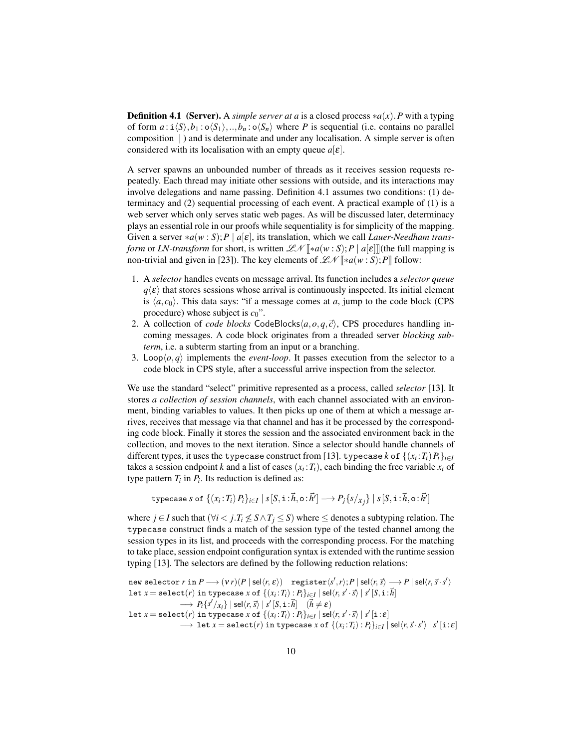**Definition 4.1 (Server).** A *simple server at a* is a closed process $*a(x).P$ with a typing of form $a:\mathtt{i}\langle S\rangle, b_1:\mathtt{o}\langle S_1\rangle, .., b_n:\mathtt{o}\langle S_n\rangle$ where $P$ is sequential (i.e. contains no parallel composition $|$ ) and is determinate and under any localisation. A simple server is often considered with its localisation with an empty queue $a[\varepsilon]$.

A server spawns an unbounded number of threads as it receives session requests repeatedly. Each thread may initiate other sessions with outside, and its interactions may involve delegations and name passing. Definition 4.1 assumes two conditions: (1) determinacy and (2) sequential processing of each event. A practical example of (1) is a web server which only serves static web pages. As will be discussed later, determinacy plays an essential role in our proofs while sequentiality is for simplicity of the mapping. Given a server $*a(w:S);P \mid a[\varepsilon]$, its translation, which we call *Lauer-Needham transform* or *LN-transform* for short, is written $\mathscr{LN}[\![*a(w:S);P \mid a[\varepsilon]]\!]$(the full mapping is non-trivial and given in [23]). The key elements of $\mathscr{LN}[\![*a(w:S);P]\!]$ follow:

1. A *selector* handles events on message arrival. Its function includes a *selector queue* $q\langle\varepsilon\rangle$ that stores sessions whose arrival is continuously inspected. Its initial element is $\langle a, c_0\rangle$. This data says: "if a message comes at $a$, jump to the code block (CPS procedure) whose subject is $c_0$".
2. A collection of *code blocks* $\mathsf{CodeBlocks}\langle a,o,q,\vec{c}\rangle$, CPS procedures handling incoming messages. A code block originates from a threaded server *blocking subterm*, i.e. a subterm starting from an input or a branching.
3. $\mathsf{Loop}\langle o,q\rangle$ implements the *event-loop*. It passes execution from the selector to a code block in CPS style, after a successful arrive inspection from the selector.

We use the standard "select" primitive represented as a process, called *selector* [13]. It stores *a collection of session channels*, with each channel associated with an environment, binding variables to values. It then picks up one of them at which a message arrives, receives that message via that channel and has it be processed by the corresponding code block. Finally it stores the session and the associated environment back in the collection, and moves to the next iteration. Since a selector should handle channels of different types, it uses the typecase construct from [13]. $\mathtt{typecase}\ k\ \mathtt{of}\ \{(x_i:T_i)\,P_i\}_{i\in I}$ takes a session endpoint $k$ and a list of cases $(x_i:T_i)$, each binding the free variable $x_i$ of type pattern $T_i$ in $P_i$. Its reduction is defined as:

$$\mathtt{typecase}\ s\ \mathtt{of}\ \{(x_i:T_i)\,P_i\}_{i\in I} \mid s\,[S,\mathtt{i}:\vec{h},\mathtt{o}:\vec{h'}] \longrightarrow P_j\{s/x_j\} \mid s\,[S,\mathtt{i}:\vec{h},\mathtt{o}:\vec{h'}]$$

where $j\in I$ such that $(\forall i<j.T_i \not\leq S \wedge T_j \leq S)$ where $\leq$ denotes a subtyping relation. The typecase construct finds a match of the session type of the tested channel among the session types in its list, and proceeds with the corresponding process. For the matching to take place, session endpoint configuration syntax is extended with the runtime session typing [13]. The selectors are defined by the following reduction relations:

$$\mathtt{new\ selector}\ r\ \mathtt{in}\ P \longrightarrow (\nu\, r)(P \mid \mathsf{sel}\langle r,\varepsilon\rangle) \quad \mathtt{register}\langle s',r\rangle;P \mid \mathsf{sel}\langle r,\vec{s}\rangle \longrightarrow P \mid \mathsf{sel}\langle r,\vec{s}\cdot s'\rangle$$

$$\mathtt{let}\ x=\mathtt{select}(r)\ \mathtt{in}\ \mathtt{typecase}\ x\ \mathtt{of}\ \{(x_i:T_i):P_i\}_{i\in I} \mid \mathsf{sel}\langle r, s'\cdot\vec{s}\rangle \mid s'\,[S,\mathtt{i}:\vec{h}]$$
$$\longrightarrow\ P_i\{s'/x_i\} \mid \mathsf{sel}\langle r,\vec{s}\rangle \mid s'\,[S,\mathtt{i}:\vec{h}] \quad (\vec{h}\neq\varepsilon)$$

$$\mathtt{let}\ x=\mathtt{select}(r)\ \mathtt{in}\ \mathtt{typecase}\ x\ \mathtt{of}\ \{(x_i:T_i):P_i\}_{i\in I} \mid \mathsf{sel}\langle r, s'\cdot\vec{s}\rangle \mid s'\,[\mathtt{i}:\varepsilon]$$
$$\longrightarrow\ \mathtt{let}\ x=\mathtt{select}(r)\ \mathtt{in}\ \mathtt{typecase}\ x\ \mathtt{of}\ \{(x_i:T_i):P_i\}_{i\in I} \mid \mathsf{sel}\langle r,\vec{s}\cdot s'\rangle \mid s'\,[\mathtt{i}:\varepsilon]$$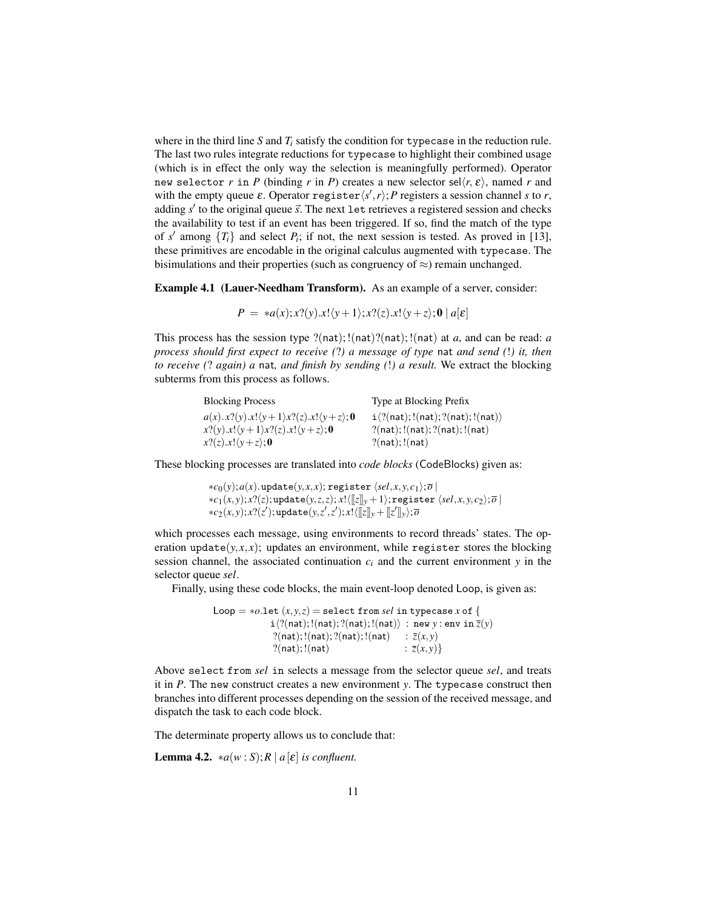where in the third line $S$ and $T_i$ satisfy the condition for `typecase` in the reduction rule. The last two rules integrate reductions for `typecase` to highlight their combined usage (which is in effect the only way the selection is meaningfully performed). Operator `new selector` $r$ `in` $P$ (binding $r$ in $P$) creates a new selector $\mathsf{sel}\langle r, \varepsilon\rangle$, named $r$ and with the empty queue $\varepsilon$. Operator $\mathtt{register}\langle s', r\rangle; P$ registers a session channel $s$ to $r$, adding $s'$ to the original queue $\vec{s}$. The next `let` retrieves a registered session and checks the availability to test if an event has been triggered. If so, find the match of the type of $s'$ among $\{T_i\}$ and select $P_i$; if not, the next session is tested. As proved in [13], these primitives are encodable in the original calculus augmented with `typecase`. The bisimulations and their properties (such as congruency of $\approx$) remain unchanged.

**Example 4.1 (Lauer-Needham Transform).** As an example of a server, consider:

$$P = *a(x); x?(y).x!\langle y+1\rangle; x?(z).x!\langle y+z\rangle; \mathbf{0} \mid a[\varepsilon]$$

This process has the session type $?(\mathsf{nat}); !(\mathsf{nat}) ?(\mathsf{nat}); !(\mathsf{nat})$ at $a$, and can be read: *a process should first expect to receive (?) a message of type* nat *and send (!) it, then to receive (? again) a* nat*, and finish by sending (!) a result.* We extract the blocking subterms from this process as follows.

| Blocking Process | Type at Blocking Prefix |
|---|---|
| $a(x).x?(y).x!\langle y+1\rangle x?(z).x!\langle y+z\rangle; \mathbf{0}$ | $\mathtt{i}\langle ?(\mathsf{nat}); !(\mathsf{nat}); ?(\mathsf{nat}); !(\mathsf{nat})\rangle$ |
| $x?(y).x!\langle y+1\rangle x?(z).x!\langle y+z\rangle; \mathbf{0}$ | $?(\mathsf{nat}); !(\mathsf{nat}); ?(\mathsf{nat}); !(\mathsf{nat})$ |
| $x?(z).x!\langle y+z\rangle; \mathbf{0}$ | $?(\mathsf{nat}); !(\mathsf{nat})$ |

These blocking processes are translated into *code blocks* (CodeBlocks) given as:

$$\begin{array}{l}
*c_0(y); a(x).\,\mathtt{update}(y,x,x);\, \mathtt{register}\ \langle sel, x, y, c_1\rangle; \overline{o} \mid \\
*c_1(x,y); x?(z); \mathtt{update}(y,z,z); x!\langle [\![z]\!]_y + 1\rangle; \mathtt{register}\ \langle sel, x, y, c_2\rangle; \overline{o} \mid \\
*c_2(x,y); x?(z'); \mathtt{update}(y,z',z'); x!\langle [\![z]\!]_y + [\![z']\!]_y\rangle; \overline{o}
\end{array}$$

which processes each message, using environments to record threads' states. The operation $\mathtt{update}(y,x,x);$ updates an environment, while `register` stores the blocking session channel, the associated continuation $c_i$ and the current environment $y$ in the selector queue $sel$.

Finally, using these code blocks, the main event-loop denoted Loop, is given as:

$$\begin{array}{rl}
\mathsf{Loop} = *o.\mathtt{let}\ (x,y,z) = \mathtt{select\ from}\ sel\ \mathtt{in\ typecase}\ x\ \mathtt{of}\ \{ & \\
\mathtt{i}\langle ?(\mathsf{nat}); !(\mathsf{nat}); ?(\mathsf{nat}); !(\mathsf{nat})\rangle & :\ \mathtt{new}\ y : \mathtt{env\ in}\ \overline{z}(y) \\
?(\mathsf{nat}); !(\mathsf{nat}); ?(\mathsf{nat}); !(\mathsf{nat}) & :\ \overline{z}(x,y) \\
?(\mathsf{nat}); !(\mathsf{nat}) & :\ \overline{z}(x,y)\}
\end{array}$$

Above `select from` $sel$ `in` selects a message from the selector queue $sel$, and treats it in $P$. The `new` construct creates a new environment $y$. The `typecase` construct then branches into different processes depending on the session of the received message, and dispatch the task to each code block.

The determinate property allows us to conclude that:

**Lemma 4.2.** *$*a(w:S); R \mid a[\varepsilon]$ is confluent.*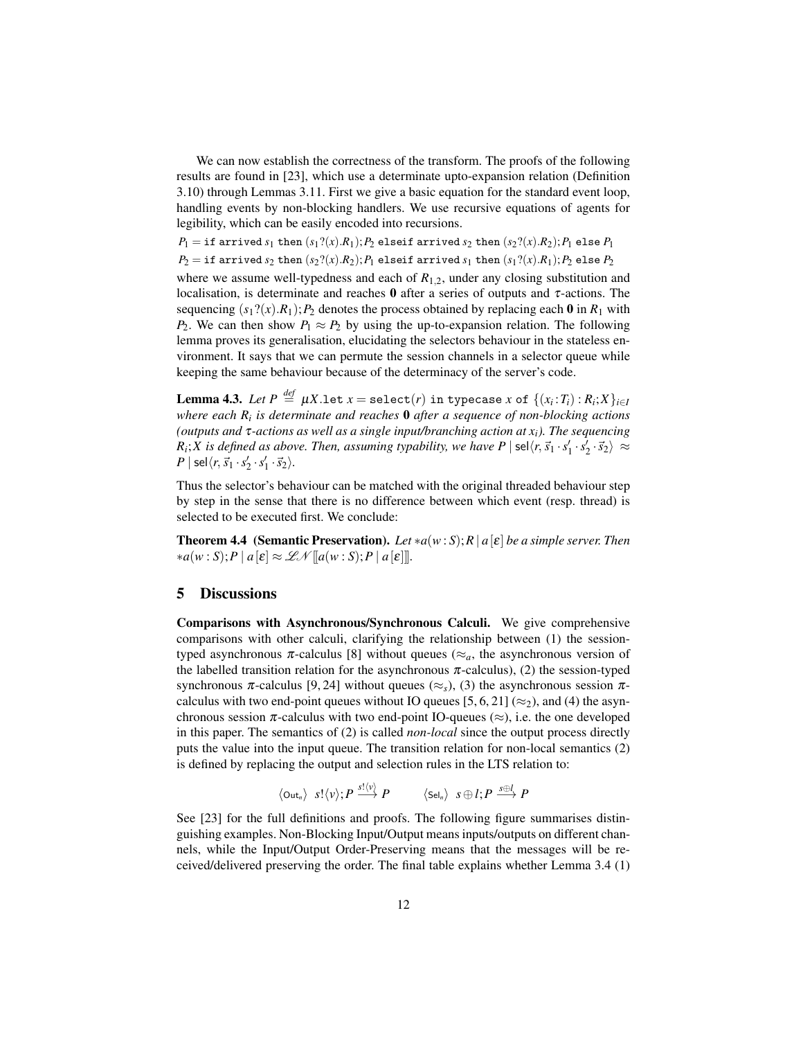We can now establish the correctness of the transform. The proofs of the following results are found in [23], which use a determinate upto-expansion relation (Definition 3.10) through Lemmas 3.11. First we give a basic equation for the standard event loop, handling events by non-blocking handlers. We use recursive equations of agents for legibility, which can be easily encoded into recursions.

$P_1 = \texttt{if arrived}\, s_1\, \texttt{then}\, (s_1?(x).R_1); P_2\, \texttt{elseif arrived}\, s_2\, \texttt{then}\, (s_2?(x).R_2); P_1\, \texttt{else}\, P_1$

$P_2 = \texttt{if arrived}\, s_2\, \texttt{then}\, (s_2?(x).R_2); P_1\, \texttt{elseif arrived}\, s_1\, \texttt{then}\, (s_1?(x).R_1); P_2\, \texttt{else}\, P_2$

where we assume well-typedness and each of $R_{1,2}$, under any closing substitution and localisation, is determinate and reaches $\mathbf{0}$ after a series of outputs and $\tau$-actions. The sequencing $(s_1?(x).R_1); P_2$ denotes the process obtained by replacing each $\mathbf{0}$ in $R_1$ with $P_2$. We can then show $P_1 \approx P_2$ by using the up-to-expansion relation. The following lemma proves its generalisation, elucidating the selectors behaviour in the stateless environment. It says that we can permute the session channels in a selector queue while keeping the same behaviour because of the determinacy of the server's code.

**Lemma 4.3.** *Let* $P \stackrel{def}{=} \mu X.\texttt{let}\ x = \texttt{select}(r)\ \texttt{in typecase}\ x\ \texttt{of}\ \{(x_i : T_i) : R_i; X\}_{i \in I}$ *where each* $R_i$ *is determinate and reaches* $\mathbf{0}$ *after a sequence of non-blocking actions (outputs and* $\tau$*-actions as well as a single input/branching action at* $x_i$*). The sequencing* $R_i; X$ *is defined as above. Then, assuming typability, we have* $P \mid \mathsf{sel}\langle r, \vec{s}_1 \cdot s'_1 \cdot s'_2 \cdot \vec{s}_2 \rangle \approx P \mid \mathsf{sel}\langle r, \vec{s}_1 \cdot s'_2 \cdot s'_1 \cdot \vec{s}_2 \rangle$.

Thus the selector's behaviour can be matched with the original threaded behaviour step by step in the sense that there is no difference between which event (resp. thread) is selected to be executed first. We conclude:

**Theorem 4.4 (Semantic Preservation).** *Let* $*a(w:S); R \mid a[\varepsilon]$ *be a simple server. Then* $*a(w:S); P \mid a[\varepsilon] \approx \mathscr{LN}[\![a(w:S); P \mid a[\varepsilon]]\!]$.

## 5 Discussions

**Comparisons with Asynchronous/Synchronous Calculi.** We give comprehensive comparisons with other calculi, clarifying the relationship between (1) the session-typed asynchronous $\pi$-calculus [8] without queues ($\approx_a$, the asynchronous version of the labelled transition relation for the asynchronous $\pi$-calculus), (2) the session-typed synchronous $\pi$-calculus [9, 24] without queues ($\approx_s$), (3) the asynchronous session $\pi$-calculus with two end-point queues without IO queues [5, 6, 21] ($\approx_2$), and (4) the asynchronous session $\pi$-calculus with two end-point IO-queues ($\approx$), i.e. the one developed in this paper. The semantics of (2) is called *non-local* since the output process directly puts the value into the input queue. The transition relation for non-local semantics (2) is defined by replacing the output and selection rules in the LTS relation to:

$$\langle \mathsf{Out}_n \rangle \quad s!\langle v \rangle; P \xrightarrow{s!\langle v \rangle} P \qquad\qquad \langle \mathsf{Sel}_n \rangle \quad s \oplus l; P \xrightarrow{s \oplus l} P$$

See [23] for the full definitions and proofs. The following figure summarises distinguishing examples. Non-Blocking Input/Output means inputs/outputs on different channels, while the Input/Output Order-Preserving means that the messages will be received/delivered preserving the order. The final table explains whether Lemma 3.4 (1)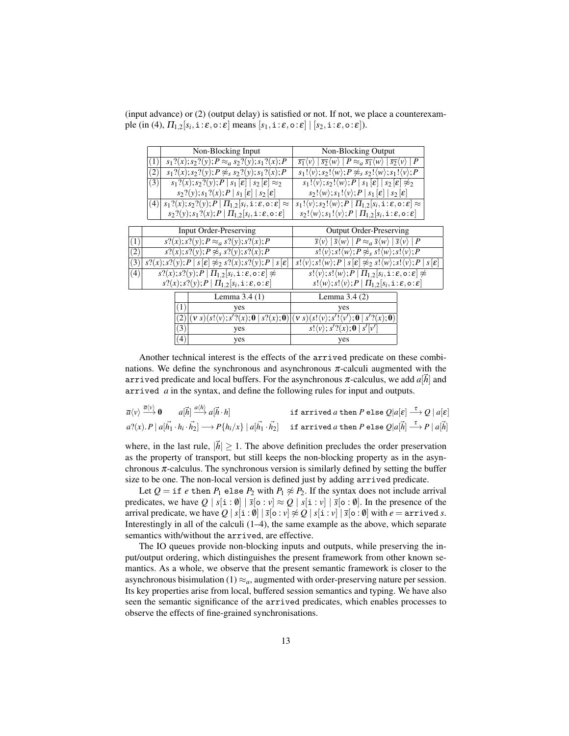(input advance) or (2) (output delay) is satisfied or not. If not, we place a counterexample (in (4), $\Pi_{1,2}[s_i, \mathtt{i}:\varepsilon, \mathtt{o}:\varepsilon]$ means $[s_1, \mathtt{i}:\varepsilon, \mathtt{o}:\varepsilon] \mid [s_2, \mathtt{i}:\varepsilon, \mathtt{o}:\varepsilon]$).

| | Non-Blocking Input | Non-Blocking Output |
|---|---|---|
| (1) | $s_1?(x);s_2?(y);P \approx_a s_2?(y);s_1?(x);P$ | $\overline{s_1}\langle v\rangle \mid \overline{s_2}\langle w\rangle \mid P \approx_a \overline{s_1}\langle w\rangle \mid \overline{s_2}\langle v\rangle \mid P$ |
| (2) | $s_1?(x);s_2?(y);P \not\approx_s s_2?(y);s_1?(x);P$ | $s_1!\langle v\rangle;s_2!\langle w\rangle;P \not\approx_s s_2!\langle w\rangle;s_1!\langle v\rangle;P$ |
| (3) | $s_1?(x);s_2?(y);P \mid s_1[\varepsilon] \mid s_2[\varepsilon] \approx_2$ $s_2?(y);s_1?(x);P \mid s_1[\varepsilon] \mid s_2[\varepsilon]$ | $s_1!\langle v\rangle;s_2!\langle w\rangle;P \mid s_1[\varepsilon] \mid s_2[\varepsilon] \not\approx_2$ $s_2!\langle w\rangle;s_1!\langle v\rangle;P \mid s_1[\varepsilon] \mid s_2[\varepsilon]$ |
| (4) | $s_1?(x);s_2?(y);P \mid \Pi_{1,2}[s_i, \mathtt{i}:\varepsilon, \mathtt{o}:\varepsilon] \approx$ $s_2?(y);s_1?(x);P \mid \Pi_{1,2}[s_i, \mathtt{i}:\varepsilon, \mathtt{o}:\varepsilon]$ | $s_1!\langle v\rangle;s_2!\langle w\rangle;P \mid \Pi_{1,2}[s_i, \mathtt{i}:\varepsilon, \mathtt{o}:\varepsilon] \approx$ $s_2!\langle w\rangle;s_1!\langle v\rangle;P \mid \Pi_{1,2}[s_i, \mathtt{i}:\varepsilon, \mathtt{o}:\varepsilon]$ |

| | Input Order-Preserving | Output Order-Preserving |
|---|---|---|
| (1) | $s?(x);s?(y);P \approx_a s?(y);s?(x);P$ | $\overline{s}\langle v\rangle \mid \overline{s}\langle w\rangle \mid P \approx_a \overline{s}\langle w\rangle \mid \overline{s}\langle v\rangle \mid P$ |
| (2) | $s?(x);s?(y);P \not\approx_s s?(y);s?(x);P$ | $s!\langle v\rangle;s!\langle w\rangle;P \not\approx_s s!\langle w\rangle;s!\langle v\rangle;P$ |
| (3) | $s?(x);s?(y);P \mid s[\varepsilon] \not\approx_2 s?(x);s?(y);P \mid s[\varepsilon]$ | $s!\langle v\rangle;s!\langle w\rangle;P \mid s[\varepsilon] \not\approx_2 s!\langle w\rangle;s!\langle v\rangle;P \mid s[\varepsilon]$ |
| (4) | $s?(x);s?(y);P \mid \Pi_{1,2}[s_i, \mathtt{i}:\varepsilon, \mathtt{o}:\varepsilon] \not\approx$ $s?(x);s?(y);P \mid \Pi_{1,2}[s_i, \mathtt{i}:\varepsilon, \mathtt{o}:\varepsilon]$ | $s!\langle v\rangle;s!\langle w\rangle;P \mid \Pi_{1,2}[s_i, \mathtt{i}:\varepsilon, \mathtt{o}:\varepsilon] \not\approx$ $s!\langle w\rangle;s!\langle v\rangle;P \mid \Pi_{1,2}[s_i, \mathtt{i}:\varepsilon, \mathtt{o}:\varepsilon]$ |

| | Lemma 3.4 (1) | Lemma 3.4 (2) |
|---|---|---|
| (1) | yes | yes |
| (2) | $(\nu\ s)(s!\langle v\rangle;s'?(x);\mathbf{0} \mid s?(x);\mathbf{0})$ | $(\nu\ s)(s!\langle v\rangle;s'!\langle v'\rangle;\mathbf{0} \mid s'?(x);\mathbf{0})$ |
| (3) | yes | $s!\langle v\rangle;s'?(x);\mathbf{0} \mid s'[v']$ |
| (4) | yes | yes |

Another technical interest is the effects of the `arrived` predicate on these combinations. We define the synchronous and asynchronous $\pi$-calculi augmented with the `arrived` predicate and local buffers. For the asynchronous $\pi$-calculus, we add $a[\vec{h}]$ and `arrived` $a$ in the syntax, and define the following rules for input and outputs.

$$\overline{a}\langle v\rangle \xrightarrow{\overline{a}\langle v\rangle} \mathbf{0} \qquad a[\vec{h}] \xrightarrow{a\langle h\rangle} a[\vec{h}\cdot h] \qquad \texttt{if arrived}\ a\ \texttt{then}\ P\ \texttt{else}\ Q|a[\varepsilon] \xrightarrow{\tau} Q \mid a[\varepsilon]$$

$$a?(x).P \mid a[\vec{h_1}\cdot h_i\cdot \vec{h_2}] \longrightarrow P\{h_i/x\} \mid a[\vec{h_1}\cdot \vec{h_2}] \quad \texttt{if arrived}\ a\ \texttt{then}\ P\ \texttt{else}\ Q|a[\vec{h}] \xrightarrow{\tau} P \mid a[\vec{h}]$$

where, in the last rule, $|\vec{h}| \geq 1$. The above definition precludes the order preservation as the property of transport, but still keeps the non-blocking property as in the asynchronous $\pi$-calculus. The synchronous version is similarly defined by setting the buffer size to be one. The non-local version is defined just by adding `arrived` predicate.

Let $Q = \texttt{if}\ e\ \texttt{then}\ P_1\ \texttt{else}\ P_2$ with $P_1 \not\approx P_2$. If the syntax does not include arrival predicates, we have $Q \mid s[\mathtt{i}:\emptyset] \mid \overline{s}[\mathtt{o}:v] \approx Q \mid s[\mathtt{i}:v] \mid \overline{s}[\mathtt{o}:\emptyset]$. In the presence of the arrival predicate, we have $Q \mid s[\mathtt{i}:\emptyset] \mid \overline{s}[\mathtt{o}:v] \not\approx Q \mid s[\mathtt{i}:v] \mid \overline{s}[\mathtt{o}:\emptyset]$ with $e = \texttt{arrived}\ s$. Interestingly in all of the calculi (1–4), the same example as the above, which separate semantics with/without the `arrived`, are effective.

The IO queues provide non-blocking inputs and outputs, while preserving the input/output ordering, which distinguishes the present framework from other known semantics. As a whole, we observe that the present semantic framework is closer to the asynchronous bisimulation (1) $\approx_a$, augmented with order-preserving nature per session. Its key properties arise from local, buffered session semantics and typing. We have also seen the semantic significance of the `arrived` predicates, which enables processes to observe the effects of fine-grained synchronisations.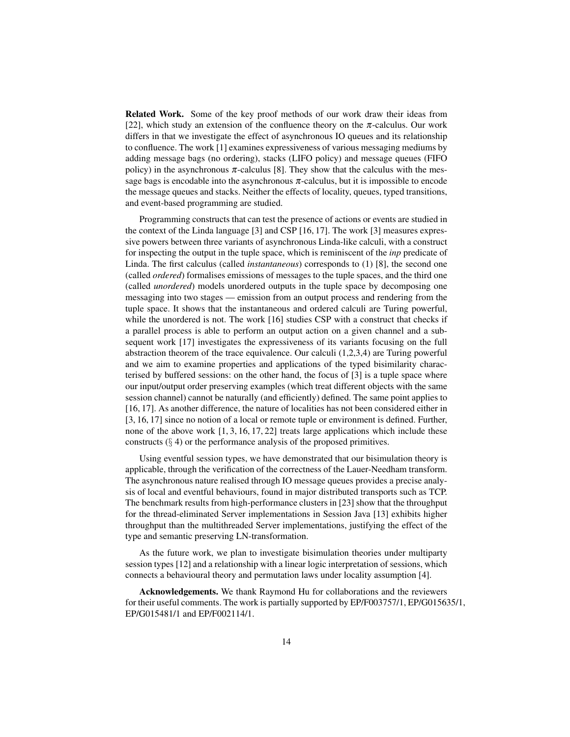**Related Work.** Some of the key proof methods of our work draw their ideas from [22], which study an extension of the confluence theory on the $\pi$-calculus. Our work differs in that we investigate the effect of asynchronous IO queues and its relationship to confluence. The work [1] examines expressiveness of various messaging mediums by adding message bags (no ordering), stacks (LIFO policy) and message queues (FIFO policy) in the asynchronous $\pi$-calculus [8]. They show that the calculus with the message bags is encodable into the asynchronous $\pi$-calculus, but it is impossible to encode the message queues and stacks. Neither the effects of locality, queues, typed transitions, and event-based programming are studied.

Programming constructs that can test the presence of actions or events are studied in the context of the Linda language [3] and CSP [16, 17]. The work [3] measures expressive powers between three variants of asynchronous Linda-like calculi, with a construct for inspecting the output in the tuple space, which is reminiscent of the *inp* predicate of Linda. The first calculus (called *instantaneous*) corresponds to (1) [8], the second one (called *ordered*) formalises emissions of messages to the tuple spaces, and the third one (called *unordered*) models unordered outputs in the tuple space by decomposing one messaging into two stages — emission from an output process and rendering from the tuple space. It shows that the instantaneous and ordered calculi are Turing powerful, while the unordered is not. The work [16] studies CSP with a construct that checks if a parallel process is able to perform an output action on a given channel and a subsequent work [17] investigates the expressiveness of its variants focusing on the full abstraction theorem of the trace equivalence. Our calculi (1,2,3,4) are Turing powerful and we aim to examine properties and applications of the typed bisimilarity characterised by buffered sessions: on the other hand, the focus of [3] is a tuple space where our input/output order preserving examples (which treat different objects with the same session channel) cannot be naturally (and efficiently) defined. The same point applies to [16, 17]. As another difference, the nature of localities has not been considered either in [3, 16, 17] since no notion of a local or remote tuple or environment is defined. Further, none of the above work [1, 3, 16, 17, 22] treats large applications which include these constructs (§ 4) or the performance analysis of the proposed primitives.

Using eventful session types, we have demonstrated that our bisimulation theory is applicable, through the verification of the correctness of the Lauer-Needham transform. The asynchronous nature realised through IO message queues provides a precise analysis of local and eventful behaviours, found in major distributed transports such as TCP. The benchmark results from high-performance clusters in [23] show that the throughput for the thread-eliminated Server implementations in Session Java [13] exhibits higher throughput than the multithreaded Server implementations, justifying the effect of the type and semantic preserving LN-transformation.

As the future work, we plan to investigate bisimulation theories under multiparty session types [12] and a relationship with a linear logic interpretation of sessions, which connects a behavioural theory and permutation laws under locality assumption [4].

**Acknowledgements.** We thank Raymond Hu for collaborations and the reviewers for their useful comments. The work is partially supported by EP/F003757/1, EP/G015635/1, EP/G015481/1 and EP/F002114/1.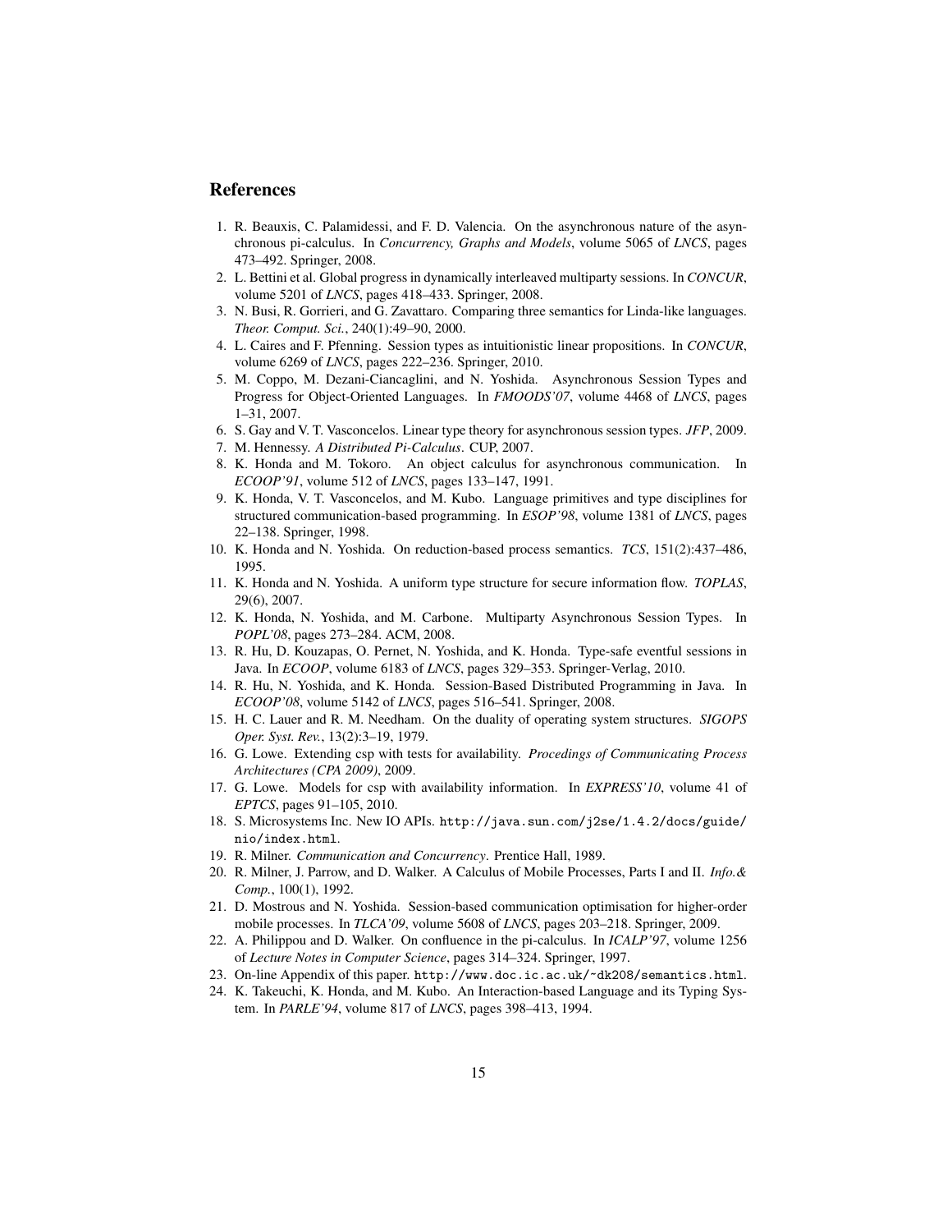## References

1. R. Beauxis, C. Palamidessi, and F. D. Valencia. On the asynchronous nature of the asynchronous pi-calculus. In *Concurrency, Graphs and Models*, volume 5065 of *LNCS*, pages 473–492. Springer, 2008.
2. L. Bettini et al. Global progress in dynamically interleaved multiparty sessions. In *CONCUR*, volume 5201 of *LNCS*, pages 418–433. Springer, 2008.
3. N. Busi, R. Gorrieri, and G. Zavattaro. Comparing three semantics for Linda-like languages. *Theor. Comput. Sci.*, 240(1):49–90, 2000.
4. L. Caires and F. Pfenning. Session types as intuitionistic linear propositions. In *CONCUR*, volume 6269 of *LNCS*, pages 222–236. Springer, 2010.
5. M. Coppo, M. Dezani-Ciancaglini, and N. Yoshida. Asynchronous Session Types and Progress for Object-Oriented Languages. In *FMOODS'07*, volume 4468 of *LNCS*, pages 1–31, 2007.
6. S. Gay and V. T. Vasconcelos. Linear type theory for asynchronous session types. *JFP*, 2009.
7. M. Hennessy. *A Distributed Pi-Calculus*. CUP, 2007.
8. K. Honda and M. Tokoro. An object calculus for asynchronous communication. In *ECOOP'91*, volume 512 of *LNCS*, pages 133–147, 1991.
9. K. Honda, V. T. Vasconcelos, and M. Kubo. Language primitives and type disciplines for structured communication-based programming. In *ESOP'98*, volume 1381 of *LNCS*, pages 22–138. Springer, 1998.
10. K. Honda and N. Yoshida. On reduction-based process semantics. *TCS*, 151(2):437–486, 1995.
11. K. Honda and N. Yoshida. A uniform type structure for secure information flow. *TOPLAS*, 29(6), 2007.
12. K. Honda, N. Yoshida, and M. Carbone. Multiparty Asynchronous Session Types. In *POPL'08*, pages 273–284. ACM, 2008.
13. R. Hu, D. Kouzapas, O. Pernet, N. Yoshida, and K. Honda. Type-safe eventful sessions in Java. In *ECOOP*, volume 6183 of *LNCS*, pages 329–353. Springer-Verlag, 2010.
14. R. Hu, N. Yoshida, and K. Honda. Session-Based Distributed Programming in Java. In *ECOOP'08*, volume 5142 of *LNCS*, pages 516–541. Springer, 2008.
15. H. C. Lauer and R. M. Needham. On the duality of operating system structures. *SIGOPS Oper. Syst. Rev.*, 13(2):3–19, 1979.
16. G. Lowe. Extending csp with tests for availability. *Procedings of Communicating Process Architectures (CPA 2009)*, 2009.
17. G. Lowe. Models for csp with availability information. In *EXPRESS'10*, volume 41 of *EPTCS*, pages 91–105, 2010.
18. S. Microsystems Inc. New IO APIs. `http://java.sun.com/j2se/1.4.2/docs/guide/nio/index.html`.
19. R. Milner. *Communication and Concurrency*. Prentice Hall, 1989.
20. R. Milner, J. Parrow, and D. Walker. A Calculus of Mobile Processes, Parts I and II. *Info.& Comp.*, 100(1), 1992.
21. D. Mostrous and N. Yoshida. Session-based communication optimisation for higher-order mobile processes. In *TLCA'09*, volume 5608 of *LNCS*, pages 203–218. Springer, 2009.
22. A. Philippou and D. Walker. On confluence in the pi-calculus. In *ICALP'97*, volume 1256 of *Lecture Notes in Computer Science*, pages 314–324. Springer, 1997.
23. On-line Appendix of this paper. `http://www.doc.ic.ac.uk/~dk208/semantics.html`.
24. K. Takeuchi, K. Honda, and M. Kubo. An Interaction-based Language and its Typing System. In *PARLE'94*, volume 817 of *LNCS*, pages 398–413, 1994.